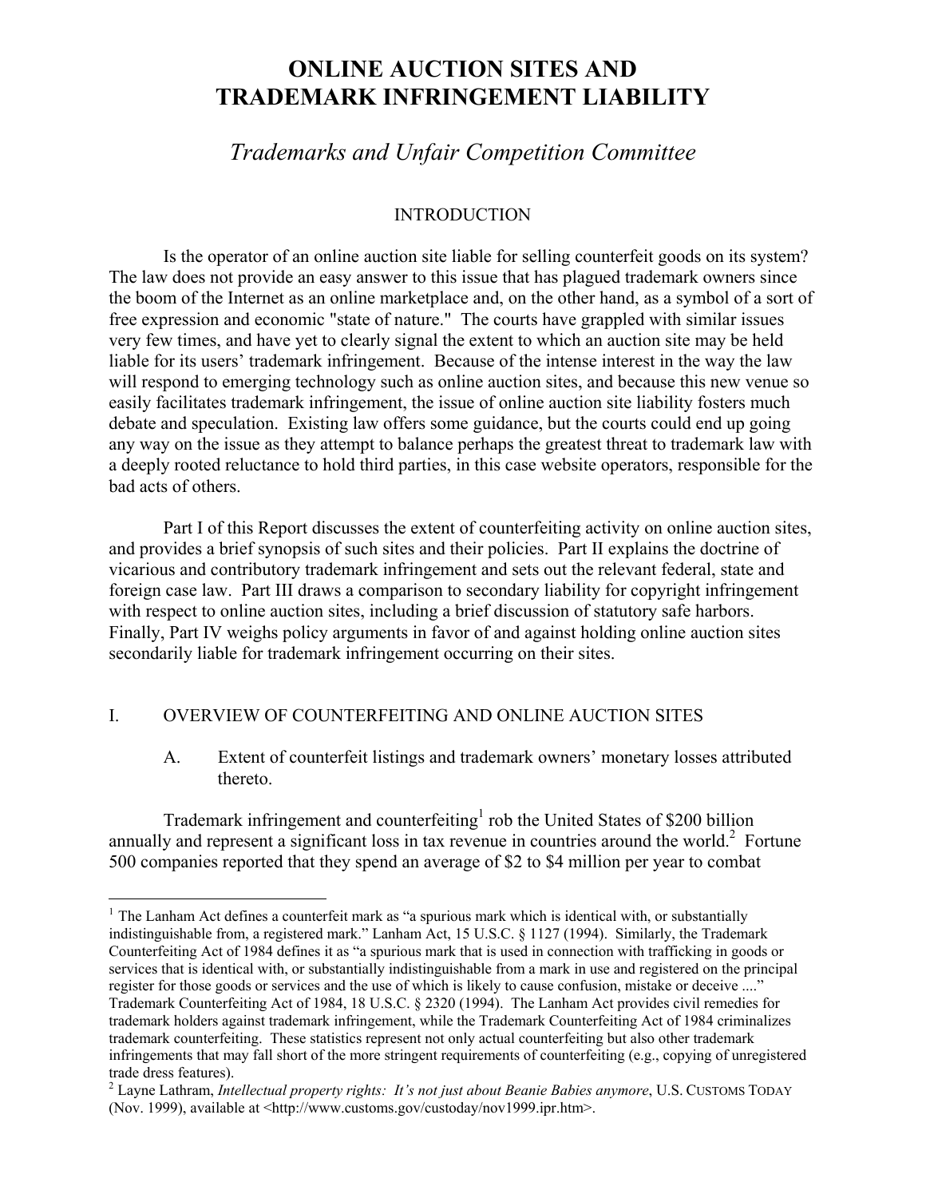# ONLINE AUCTION SITES AND TRADEMARK INFRINGEMENT LIABILITY

## *Trademarks and Unfair Competition Committee*

### INTRODUCTION

Is the operator of an online auction site liable for selling counterfeit goods on its system? The law does not provide an easy answer to this issue that has plagued trademark owners since the boom of the Internet as an online marketplace and, on the other hand, as a symbol of a sort of free expression and economic "state of nature." The courts have grappled with similar issues very few times, and have yet to clearly signal the extent to which an auction site may be held liable for its users' trademark infringement. Because of the intense interest in the way the law will respond to emerging technology such as online auction sites, and because this new venue so easily facilitates trademark infringement, the issue of online auction site liability fosters much debate and speculation. Existing law offers some guidance, but the courts could end up going any way on the issue as they attempt to balance perhaps the greatest threat to trademark law with a deeply rooted reluctance to hold third parties, in this case website operators, responsible for the bad acts of others.

Part I of this Report discusses the extent of counterfeiting activity on online auction sites, and provides a brief synopsis of such sites and their policies. Part II explains the doctrine of vicarious and contributory trademark infringement and sets out the relevant federal, state and foreign case law. Part III draws a comparison to secondary liability for copyright infringement with respect to online auction sites, including a brief discussion of statutory safe harbors. Finally, Part IV weighs policy arguments in favor of and against holding online auction sites secondarily liable for trademark infringement occurring on their sites.

## I. OVERVIEW OF COUNTERFEITING AND ONLINE AUCTION SITES

### A. Extent of counterfeit listings and trademark owners' monetary losses attributed thereto.

Trademark infringement and counterfeiting[1] rob the United States of $200 billion annually and represent a significant loss in tax revenue in countries around the world.[2] Fortune 500 companies reported that they spend an average of $2 to $4 million per year to combat

---

[1] The Lanham Act defines a counterfeit mark as "a spurious mark which is identical with, or substantially indistinguishable from, a registered mark." Lanham Act, 15 U.S.C. § 1127 (1994). Similarly, the Trademark Counterfeiting Act of 1984 defines it as "a spurious mark that is used in connection with trafficking in goods or services that is identical with, or substantially indistinguishable from a mark in use and registered on the principal register for those goods or services and the use of which is likely to cause confusion, mistake or deceive ...." Trademark Counterfeiting Act of 1984, 18 U.S.C. § 2320 (1994). The Lanham Act provides civil remedies for trademark holders against trademark infringement, while the Trademark Counterfeiting Act of 1984 criminalizes trademark counterfeiting. These statistics represent not only actual counterfeiting but also other trademark infringements that may fall short of the more stringent requirements of counterfeiting (e.g., copying of unregistered trade dress features).

[2] Layne Lathram, *Intellectual property rights: It's not just about Beanie Babies anymore*, U.S. CUSTOMS TODAY (Nov. 1999), available at <http://www.customs.gov/custoday/nov1999.ipr.htm>.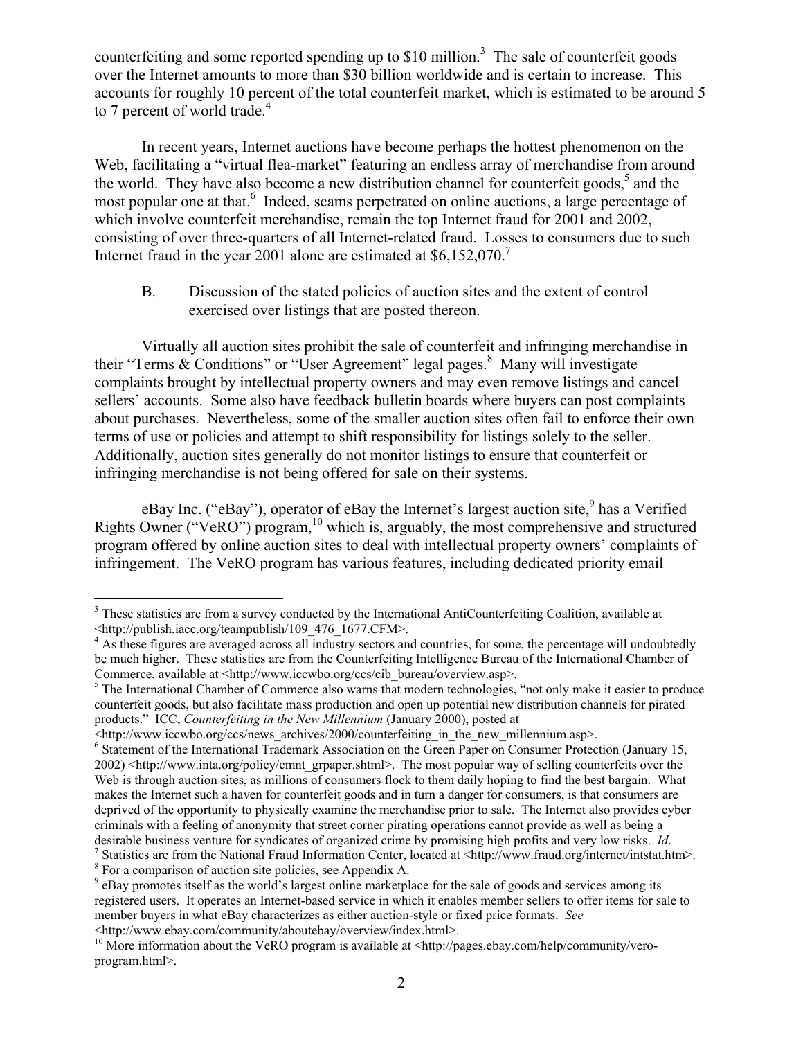counterfeiting and some reported spending up to $10 million.[3] The sale of counterfeit goods over the Internet amounts to more than $30 billion worldwide and is certain to increase. This accounts for roughly 10 percent of the total counterfeit market, which is estimated to be around 5 to 7 percent of world trade.[4]

In recent years, Internet auctions have become perhaps the hottest phenomenon on the Web, facilitating a "virtual flea-market" featuring an endless array of merchandise from around the world. They have also become a new distribution channel for counterfeit goods,[5] and the most popular one at that.[6] Indeed, scams perpetrated on online auctions, a large percentage of which involve counterfeit merchandise, remain the top Internet fraud for 2001 and 2002, consisting of over three-quarters of all Internet-related fraud. Losses to consumers due to such Internet fraud in the year 2001 alone are estimated at $6,152,070.[7]

B. Discussion of the stated policies of auction sites and the extent of control exercised over listings that are posted thereon.

Virtually all auction sites prohibit the sale of counterfeit and infringing merchandise in their "Terms & Conditions" or "User Agreement" legal pages.[8] Many will investigate complaints brought by intellectual property owners and may even remove listings and cancel sellers' accounts. Some also have feedback bulletin boards where buyers can post complaints about purchases. Nevertheless, some of the smaller auction sites often fail to enforce their own terms of use or policies and attempt to shift responsibility for listings solely to the seller. Additionally, auction sites generally do not monitor listings to ensure that counterfeit or infringing merchandise is not being offered for sale on their systems.

eBay Inc. ("eBay"), operator of eBay the Internet's largest auction site,[9] has a Verified Rights Owner ("VeRO") program,[10] which is, arguably, the most comprehensive and structured program offered by online auction sites to deal with intellectual property owners' complaints of infringement. The VeRO program has various features, including dedicated priority email

---

[3] These statistics are from a survey conducted by the International AntiCounterfeiting Coalition, available at <http://publish.iacc.org/teampublish/109_476_1677.CFM>.

[4] As these figures are averaged across all industry sectors and countries, for some, the percentage will undoubtedly be much higher. These statistics are from the Counterfeiting Intelligence Bureau of the International Chamber of Commerce, available at <http://www.iccwbo.org/ccs/cib_bureau/overview.asp>.

[5] The International Chamber of Commerce also warns that modern technologies, "not only make it easier to produce counterfeit goods, but also facilitate mass production and open up potential new distribution channels for pirated products." ICC, *Counterfeiting in the New Millennium* (January 2000), posted at <http://www.iccwbo.org/ccs/news_archives/2000/counterfeiting_in_the_new_millennium.asp>.

[6] Statement of the International Trademark Association on the Green Paper on Consumer Protection (January 15, 2002) <http://www.inta.org/policy/cmnt_grpaper.shtml>. The most popular way of selling counterfeits over the Web is through auction sites, as millions of consumers flock to them daily hoping to find the best bargain. What makes the Internet such a haven for counterfeit goods and in turn a danger for consumers, is that consumers are deprived of the opportunity to physically examine the merchandise prior to sale. The Internet also provides cyber criminals with a feeling of anonymity that street corner pirating operations cannot provide as well as being a desirable business venture for syndicates of organized crime by promising high profits and very low risks. *Id*.

[7] Statistics are from the National Fraud Information Center, located at <http://www.fraud.org/internet/intstat.htm>.

[8] For a comparison of auction site policies, see Appendix A.

[9] eBay promotes itself as the world's largest online marketplace for the sale of goods and services among its registered users. It operates an Internet-based service in which it enables member sellers to offer items for sale to member buyers in what eBay characterizes as either auction-style or fixed price formats. *See* <http://www.ebay.com/community/aboutebay/overview/index.html>.

[10] More information about the VeRO program is available at <http://pages.ebay.com/help/community/vero-program.html>.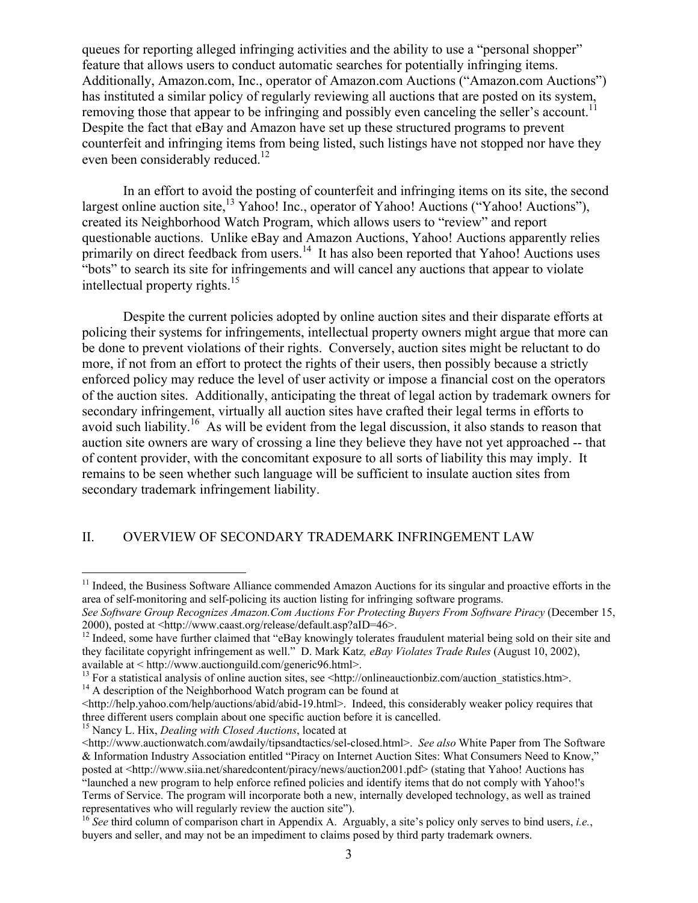queues for reporting alleged infringing activities and the ability to use a "personal shopper" feature that allows users to conduct automatic searches for potentially infringing items. Additionally, Amazon.com, Inc., operator of Amazon.com Auctions ("Amazon.com Auctions") has instituted a similar policy of regularly reviewing all auctions that are posted on its system, removing those that appear to be infringing and possibly even canceling the seller's account.[11] Despite the fact that eBay and Amazon have set up these structured programs to prevent counterfeit and infringing items from being listed, such listings have not stopped nor have they even been considerably reduced.[12]

In an effort to avoid the posting of counterfeit and infringing items on its site, the second largest online auction site,[13] Yahoo! Inc., operator of Yahoo! Auctions ("Yahoo! Auctions"), created its Neighborhood Watch Program, which allows users to "review" and report questionable auctions. Unlike eBay and Amazon Auctions, Yahoo! Auctions apparently relies primarily on direct feedback from users.[14] It has also been reported that Yahoo! Auctions uses "bots" to search its site for infringements and will cancel any auctions that appear to violate intellectual property rights.[15]

Despite the current policies adopted by online auction sites and their disparate efforts at policing their systems for infringements, intellectual property owners might argue that more can be done to prevent violations of their rights. Conversely, auction sites might be reluctant to do more, if not from an effort to protect the rights of their users, then possibly because a strictly enforced policy may reduce the level of user activity or impose a financial cost on the operators of the auction sites. Additionally, anticipating the threat of legal action by trademark owners for secondary infringement, virtually all auction sites have crafted their legal terms in efforts to avoid such liability.[16] As will be evident from the legal discussion, it also stands to reason that auction site owners are wary of crossing a line they believe they have not yet approached -- that of content provider, with the concomitant exposure to all sorts of liability this may imply. It remains to be seen whether such language will be sufficient to insulate auction sites from secondary trademark infringement liability.

## II. OVERVIEW OF SECONDARY TRADEMARK INFRINGEMENT LAW

---

[11] Indeed, the Business Software Alliance commended Amazon Auctions for its singular and proactive efforts in the area of self-monitoring and self-policing its auction listing for infringing software programs. *See Software Group Recognizes Amazon.Com Auctions For Protecting Buyers From Software Piracy* (December 15, 2000), posted at <http://www.caast.org/release/default.asp?aID=46>.

[12] Indeed, some have further claimed that "eBay knowingly tolerates fraudulent material being sold on their site and they facilitate copyright infringement as well." D. Mark Katz*, eBay Violates Trade Rules* (August 10, 2002), available at < http://www.auctionguild.com/generic96.html>.

[13] For a statistical analysis of online auction sites, see <http://onlineauctionbiz.com/auction_statistics.htm>.

[14] A description of the Neighborhood Watch program can be found at <http://help.yahoo.com/help/auctions/abid/abid-19.html>. Indeed, this considerably weaker policy requires that three different users complain about one specific auction before it is cancelled.

[15] Nancy L. Hix, *Dealing with Closed Auctions*, located at <http://www.auctionwatch.com/awdaily/tipsandtactics/sel-closed.html>. *See also* White Paper from The Software & Information Industry Association entitled "Piracy on Internet Auction Sites: What Consumers Need to Know," posted at <http://www.siia.net/sharedcontent/piracy/news/auction2001.pdf> (stating that Yahoo! Auctions has "launched a new program to help enforce refined policies and identify items that do not comply with Yahoo!'s Terms of Service. The program will incorporate both a new, internally developed technology, as well as trained representatives who will regularly review the auction site").

[16] *See* third column of comparison chart in Appendix A. Arguably, a site's policy only serves to bind users, *i.e.*, buyers and seller, and may not be an impediment to claims posed by third party trademark owners.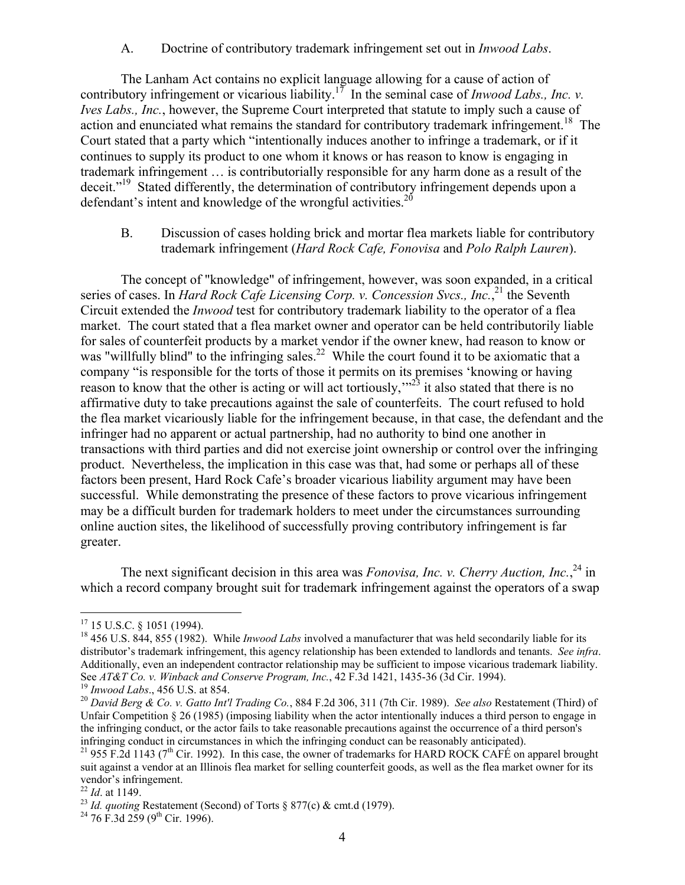### A. Doctrine of contributory trademark infringement set out in *Inwood Labs*.

The Lanham Act contains no explicit language allowing for a cause of action of contributory infringement or vicarious liability.[17] In the seminal case of *Inwood Labs., Inc. v. Ives Labs., Inc.*, however, the Supreme Court interpreted that statute to imply such a cause of action and enunciated what remains the standard for contributory trademark infringement.[18] The Court stated that a party which "intentionally induces another to infringe a trademark, or if it continues to supply its product to one whom it knows or has reason to know is engaging in trademark infringement … is contributorially responsible for any harm done as a result of the deceit."[19] Stated differently, the determination of contributory infringement depends upon a defendant's intent and knowledge of the wrongful activities.[20]

### B. Discussion of cases holding brick and mortar flea markets liable for contributory trademark infringement (*Hard Rock Cafe, Fonovisa* and *Polo Ralph Lauren*).

The concept of "knowledge" of infringement, however, was soon expanded, in a critical series of cases. In *Hard Rock Cafe Licensing Corp. v. Concession Svcs., Inc.*,[21] the Seventh Circuit extended the *Inwood* test for contributory trademark liability to the operator of a flea market. The court stated that a flea market owner and operator can be held contributorily liable for sales of counterfeit products by a market vendor if the owner knew, had reason to know or was "willfully blind" to the infringing sales.[22] While the court found it to be axiomatic that a company "is responsible for the torts of those it permits on its premises 'knowing or having reason to know that the other is acting or will act tortiously,'"[23] it also stated that there is no affirmative duty to take precautions against the sale of counterfeits. The court refused to hold the flea market vicariously liable for the infringement because, in that case, the defendant and the infringer had no apparent or actual partnership, had no authority to bind one another in transactions with third parties and did not exercise joint ownership or control over the infringing product. Nevertheless, the implication in this case was that, had some or perhaps all of these factors been present, Hard Rock Cafe's broader vicarious liability argument may have been successful. While demonstrating the presence of these factors to prove vicarious infringement may be a difficult burden for trademark holders to meet under the circumstances surrounding online auction sites, the likelihood of successfully proving contributory infringement is far greater.

The next significant decision in this area was *Fonovisa, Inc. v. Cherry Auction, Inc.*,[24] in which a record company brought suit for trademark infringement against the operators of a swap

---

[17] 15 U.S.C. § 1051 (1994).

[18] 456 U.S. 844, 855 (1982). While *Inwood Labs* involved a manufacturer that was held secondarily liable for its distributor's trademark infringement, this agency relationship has been extended to landlords and tenants. *See infra*. Additionally, even an independent contractor relationship may be sufficient to impose vicarious trademark liability. See *AT&T Co. v. Winback and Conserve Program, Inc.*, 42 F.3d 1421, 1435-36 (3d Cir. 1994).

[19] *Inwood Labs*., 456 U.S. at 854.

[20] *David Berg & Co. v. Gatto Int'l Trading Co.*, 884 F.2d 306, 311 (7th Cir. 1989). *See also* Restatement (Third) of Unfair Competition § 26 (1985) (imposing liability when the actor intentionally induces a third person to engage in the infringing conduct, or the actor fails to take reasonable precautions against the occurrence of a third person's infringing conduct in circumstances in which the infringing conduct can be reasonably anticipated).

[21] 955 F.2d 1143 (7th Cir. 1992). In this case, the owner of trademarks for HARD ROCK CAFÉ on apparel brought suit against a vendor at an Illinois flea market for selling counterfeit goods, as well as the flea market owner for its vendor's infringement.

[22] *Id*. at 1149.

[23] *Id. quoting* Restatement (Second) of Torts § 877(c) & cmt.d (1979).

[24] 76 F.3d 259 (9th Cir. 1996).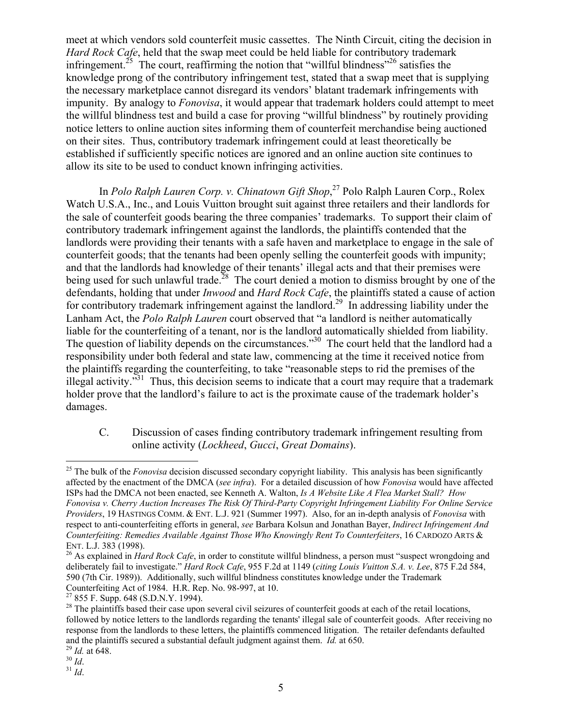meet at which vendors sold counterfeit music cassettes. The Ninth Circuit, citing the decision in *Hard Rock Cafe*, held that the swap meet could be held liable for contributory trademark infringement.[25] The court, reaffirming the notion that "willful blindness"[26] satisfies the knowledge prong of the contributory infringement test, stated that a swap meet that is supplying the necessary marketplace cannot disregard its vendors' blatant trademark infringements with impunity. By analogy to *Fonovisa*, it would appear that trademark holders could attempt to meet the willful blindness test and build a case for proving "willful blindness" by routinely providing notice letters to online auction sites informing them of counterfeit merchandise being auctioned on their sites. Thus, contributory trademark infringement could at least theoretically be established if sufficiently specific notices are ignored and an online auction site continues to allow its site to be used to conduct known infringing activities.

In *Polo Ralph Lauren Corp. v. Chinatown Gift Shop*,[27] Polo Ralph Lauren Corp., Rolex Watch U.S.A., Inc., and Louis Vuitton brought suit against three retailers and their landlords for the sale of counterfeit goods bearing the three companies' trademarks. To support their claim of contributory trademark infringement against the landlords, the plaintiffs contended that the landlords were providing their tenants with a safe haven and marketplace to engage in the sale of counterfeit goods; that the tenants had been openly selling the counterfeit goods with impunity; and that the landlords had knowledge of their tenants' illegal acts and that their premises were being used for such unlawful trade.[28] The court denied a motion to dismiss brought by one of the defendants, holding that under *Inwood* and *Hard Rock Cafe*, the plaintiffs stated a cause of action for contributory trademark infringement against the landlord.[29] In addressing liability under the Lanham Act, the *Polo Ralph Lauren* court observed that "a landlord is neither automatically liable for the counterfeiting of a tenant, nor is the landlord automatically shielded from liability. The question of liability depends on the circumstances."[30] The court held that the landlord had a responsibility under both federal and state law, commencing at the time it received notice from the plaintiffs regarding the counterfeiting, to take "reasonable steps to rid the premises of the illegal activity."[31] Thus, this decision seems to indicate that a court may require that a trademark holder prove that the landlord's failure to act is the proximate cause of the trademark holder's damages.

C. Discussion of cases finding contributory trademark infringement resulting from online activity (*Lockheed*, *Gucci*, *Great Domains*).

---

[25] The bulk of the *Fonovisa* decision discussed secondary copyright liability. This analysis has been significantly affected by the enactment of the DMCA (*see infra*). For a detailed discussion of how *Fonovisa* would have affected ISPs had the DMCA not been enacted, see Kenneth A. Walton, *Is A Website Like A Flea Market Stall? How Fonovisa v. Cherry Auction Increases The Risk Of Third-Party Copyright Infringement Liability For Online Service Providers*, 19 HASTINGS COMM. & ENT. L.J. 921 (Summer 1997). Also, for an in-depth analysis of *Fonovisa* with respect to anti-counterfeiting efforts in general, *see* Barbara Kolsun and Jonathan Bayer, *Indirect Infringement And Counterfeiting: Remedies Available Against Those Who Knowingly Rent To Counterfeiters*, 16 CARDOZO ARTS & ENT. L.J. 383 (1998).

[26] As explained in *Hard Rock Cafe*, in order to constitute willful blindness, a person must "suspect wrongdoing and deliberately fail to investigate." *Hard Rock Cafe*, 955 F.2d at 1149 (*citing Louis Vuitton S.A. v. Lee*, 875 F.2d 584, 590 (7th Cir. 1989)). Additionally, such willful blindness constitutes knowledge under the Trademark Counterfeiting Act of 1984. H.R. Rep. No. 98-997, at 10.

[27] 855 F. Supp. 648 (S.D.N.Y. 1994).

[28] The plaintiffs based their case upon several civil seizures of counterfeit goods at each of the retail locations, followed by notice letters to the landlords regarding the tenants' illegal sale of counterfeit goods. After receiving no response from the landlords to these letters, the plaintiffs commenced litigation. The retailer defendants defaulted and the plaintiffs secured a substantial default judgment against them. *Id.* at 650.

[29] *Id.* at 648.

[30] *Id*.

[31] *Id*.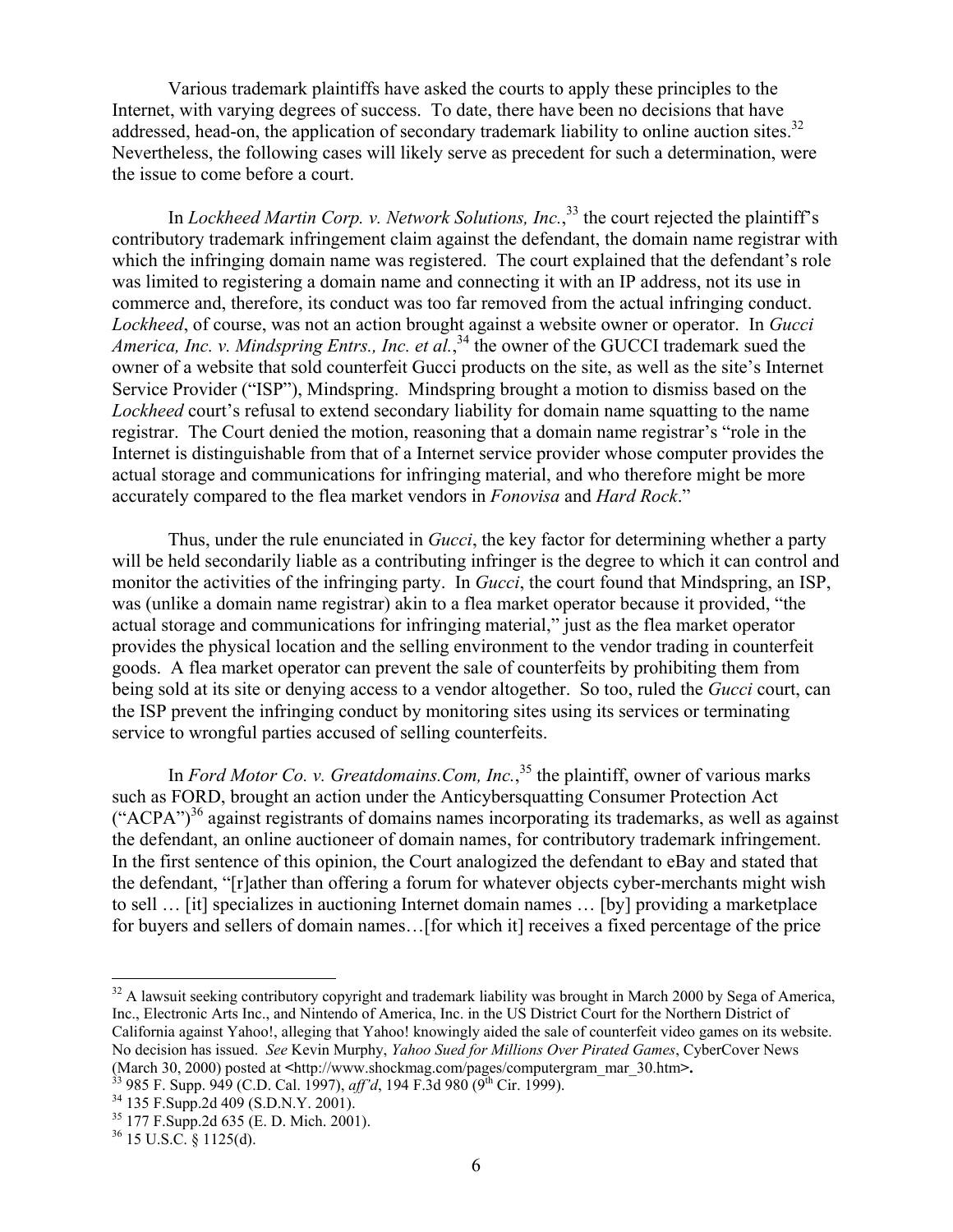Various trademark plaintiffs have asked the courts to apply these principles to the Internet, with varying degrees of success. To date, there have been no decisions that have addressed, head-on, the application of secondary trademark liability to online auction sites.[32] Nevertheless, the following cases will likely serve as precedent for such a determination, were the issue to come before a court.

In *Lockheed Martin Corp. v. Network Solutions, Inc.*,[33] the court rejected the plaintiff's contributory trademark infringement claim against the defendant, the domain name registrar with which the infringing domain name was registered. The court explained that the defendant's role was limited to registering a domain name and connecting it with an IP address, not its use in commerce and, therefore, its conduct was too far removed from the actual infringing conduct. *Lockheed*, of course, was not an action brought against a website owner or operator. In *Gucci America, Inc. v. Mindspring Entrs., Inc. et al.*,[34] the owner of the GUCCI trademark sued the owner of a website that sold counterfeit Gucci products on the site, as well as the site's Internet Service Provider ("ISP"), Mindspring. Mindspring brought a motion to dismiss based on the *Lockheed* court's refusal to extend secondary liability for domain name squatting to the name registrar. The Court denied the motion, reasoning that a domain name registrar's "role in the Internet is distinguishable from that of a Internet service provider whose computer provides the actual storage and communications for infringing material, and who therefore might be more accurately compared to the flea market vendors in *Fonovisa* and *Hard Rock*."

Thus, under the rule enunciated in *Gucci*, the key factor for determining whether a party will be held secondarily liable as a contributing infringer is the degree to which it can control and monitor the activities of the infringing party. In *Gucci*, the court found that Mindspring, an ISP, was (unlike a domain name registrar) akin to a flea market operator because it provided, "the actual storage and communications for infringing material," just as the flea market operator provides the physical location and the selling environment to the vendor trading in counterfeit goods. A flea market operator can prevent the sale of counterfeits by prohibiting them from being sold at its site or denying access to a vendor altogether. So too, ruled the *Gucci* court, can the ISP prevent the infringing conduct by monitoring sites using its services or terminating service to wrongful parties accused of selling counterfeits.

In *Ford Motor Co. v. Greatdomains.Com, Inc.*,[35] the plaintiff, owner of various marks such as FORD, brought an action under the Anticybersquatting Consumer Protection Act ("ACPA")[36] against registrants of domains names incorporating its trademarks, as well as against the defendant, an online auctioneer of domain names, for contributory trademark infringement. In the first sentence of this opinion, the Court analogized the defendant to eBay and stated that the defendant, "[r]ather than offering a forum for whatever objects cyber-merchants might wish to sell … [it] specializes in auctioning Internet domain names … [by] providing a marketplace for buyers and sellers of domain names…[for which it] receives a fixed percentage of the price

---

[32] A lawsuit seeking contributory copyright and trademark liability was brought in March 2000 by Sega of America, Inc., Electronic Arts Inc., and Nintendo of America, Inc. in the US District Court for the Northern District of California against Yahoo!, alleging that Yahoo! knowingly aided the sale of counterfeit video games on its website. No decision has issued. *See* Kevin Murphy, *Yahoo Sued for Millions Over Pirated Games*, CyberCover News (March 30, 2000) posted at <http://www.shockmag.com/pages/computergram_mar_30.htm>.

[33] 985 F. Supp. 949 (C.D. Cal. 1997), *aff'd*, 194 F.3d 980 (9th Cir. 1999).

[34] 135 F.Supp.2d 409 (S.D.N.Y. 2001).

[35] 177 F.Supp.2d 635 (E. D. Mich. 2001).

[36] 15 U.S.C. § 1125(d).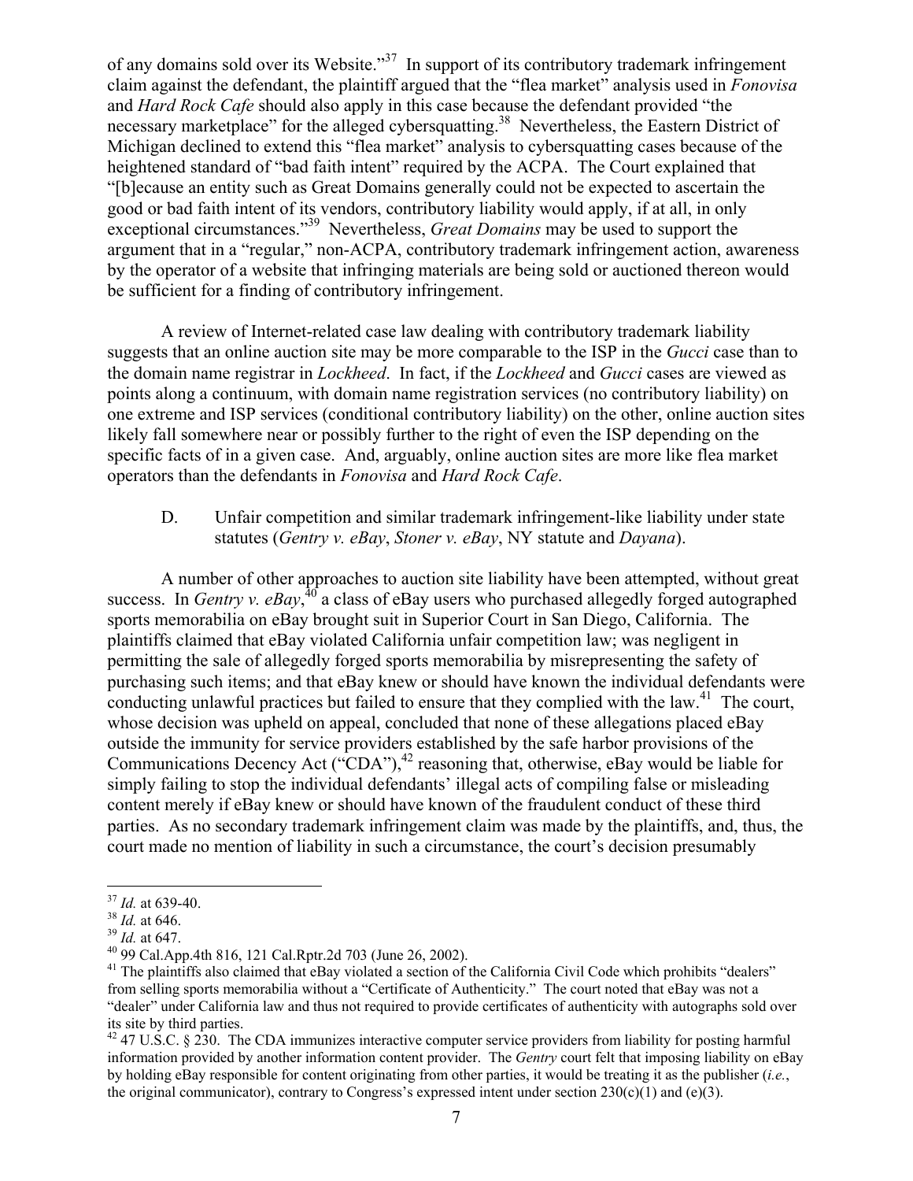of any domains sold over its Website."[37] In support of its contributory trademark infringement claim against the defendant, the plaintiff argued that the "flea market" analysis used in *Fonovisa* and *Hard Rock Cafe* should also apply in this case because the defendant provided "the necessary marketplace" for the alleged cybersquatting.[38] Nevertheless, the Eastern District of Michigan declined to extend this "flea market" analysis to cybersquatting cases because of the heightened standard of "bad faith intent" required by the ACPA. The Court explained that "[b]ecause an entity such as Great Domains generally could not be expected to ascertain the good or bad faith intent of its vendors, contributory liability would apply, if at all, in only exceptional circumstances."[39] Nevertheless, *Great Domains* may be used to support the argument that in a "regular," non-ACPA, contributory trademark infringement action, awareness by the operator of a website that infringing materials are being sold or auctioned thereon would be sufficient for a finding of contributory infringement.

A review of Internet-related case law dealing with contributory trademark liability suggests that an online auction site may be more comparable to the ISP in the *Gucci* case than to the domain name registrar in *Lockheed*. In fact, if the *Lockheed* and *Gucci* cases are viewed as points along a continuum, with domain name registration services (no contributory liability) on one extreme and ISP services (conditional contributory liability) on the other, online auction sites likely fall somewhere near or possibly further to the right of even the ISP depending on the specific facts of in a given case. And, arguably, online auction sites are more like flea market operators than the defendants in *Fonovisa* and *Hard Rock Cafe*.

D. Unfair competition and similar trademark infringement-like liability under state statutes (*Gentry v. eBay*, *Stoner v. eBay*, NY statute and *Dayana*).

A number of other approaches to auction site liability have been attempted, without great success. In *Gentry v. eBay*,[40] a class of eBay users who purchased allegedly forged autographed sports memorabilia on eBay brought suit in Superior Court in San Diego, California. The plaintiffs claimed that eBay violated California unfair competition law; was negligent in permitting the sale of allegedly forged sports memorabilia by misrepresenting the safety of purchasing such items; and that eBay knew or should have known the individual defendants were conducting unlawful practices but failed to ensure that they complied with the law.[41] The court, whose decision was upheld on appeal, concluded that none of these allegations placed eBay outside the immunity for service providers established by the safe harbor provisions of the Communications Decency Act ("CDA"),[42] reasoning that, otherwise, eBay would be liable for simply failing to stop the individual defendants' illegal acts of compiling false or misleading content merely if eBay knew or should have known of the fraudulent conduct of these third parties. As no secondary trademark infringement claim was made by the plaintiffs, and, thus, the court made no mention of liability in such a circumstance, the court's decision presumably

---

[37] *Id.* at 639-40.

[38] *Id.* at 646.

[39] *Id.* at 647.

[40] 99 Cal.App.4th 816, 121 Cal.Rptr.2d 703 (June 26, 2002).

[41] The plaintiffs also claimed that eBay violated a section of the California Civil Code which prohibits "dealers" from selling sports memorabilia without a "Certificate of Authenticity." The court noted that eBay was not a "dealer" under California law and thus not required to provide certificates of authenticity with autographs sold over its site by third parties.

[42] 47 U.S.C. § 230. The CDA immunizes interactive computer service providers from liability for posting harmful information provided by another information content provider. The *Gentry* court felt that imposing liability on eBay by holding eBay responsible for content originating from other parties, it would be treating it as the publisher (*i.e.*, the original communicator), contrary to Congress's expressed intent under section 230(c)(1) and (e)(3).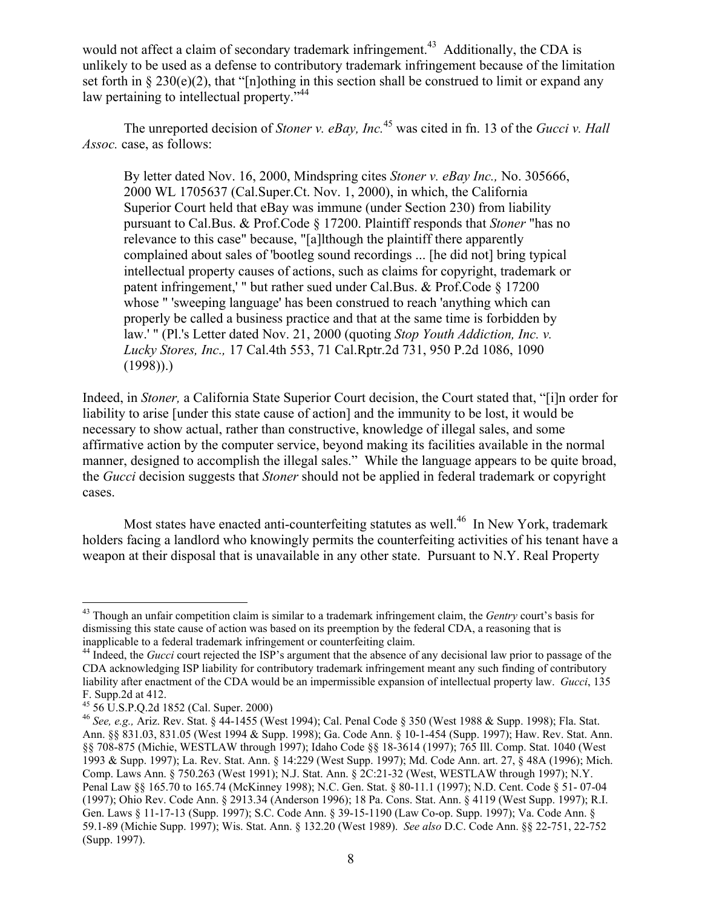would not affect a claim of secondary trademark infringement.[43] Additionally, the CDA is unlikely to be used as a defense to contributory trademark infringement because of the limitation set forth in § 230(e)(2), that "[n]othing in this section shall be construed to limit or expand any law pertaining to intellectual property."[44]

The unreported decision of *Stoner v. eBay, Inc.*[45] was cited in fn. 13 of the *Gucci v. Hall Assoc.* case, as follows:

> By letter dated Nov. 16, 2000, Mindspring cites *Stoner v. eBay Inc.,* No. 305666, 2000 WL 1705637 (Cal.Super.Ct. Nov. 1, 2000), in which, the California Superior Court held that eBay was immune (under Section 230) from liability pursuant to Cal.Bus. & Prof.Code § 17200. Plaintiff responds that *Stoner* "has no relevance to this case" because, "[a]lthough the plaintiff there apparently complained about sales of 'bootleg sound recordings ... [he did not] bring typical intellectual property causes of actions, such as claims for copyright, trademark or patent infringement,' " but rather sued under Cal.Bus. & Prof.Code § 17200 whose " 'sweeping language' has been construed to reach 'anything which can properly be called a business practice and that at the same time is forbidden by law.' " (Pl.'s Letter dated Nov. 21, 2000 (quoting *Stop Youth Addiction, Inc. v. Lucky Stores, Inc.,* 17 Cal.4th 553, 71 Cal.Rptr.2d 731, 950 P.2d 1086, 1090 (1998)).)

Indeed, in *Stoner,* a California State Superior Court decision, the Court stated that, "[i]n order for liability to arise [under this state cause of action] and the immunity to be lost, it would be necessary to show actual, rather than constructive, knowledge of illegal sales, and some affirmative action by the computer service, beyond making its facilities available in the normal manner, designed to accomplish the illegal sales." While the language appears to be quite broad, the *Gucci* decision suggests that *Stoner* should not be applied in federal trademark or copyright cases.

Most states have enacted anti-counterfeiting statutes as well.[46] In New York, trademark holders facing a landlord who knowingly permits the counterfeiting activities of his tenant have a weapon at their disposal that is unavailable in any other state. Pursuant to N.Y. Real Property

---

[43] Though an unfair competition claim is similar to a trademark infringement claim, the *Gentry* court's basis for dismissing this state cause of action was based on its preemption by the federal CDA, a reasoning that is inapplicable to a federal trademark infringement or counterfeiting claim.

[44] Indeed, the *Gucci* court rejected the ISP's argument that the absence of any decisional law prior to passage of the CDA acknowledging ISP liability for contributory trademark infringement meant any such finding of contributory liability after enactment of the CDA would be an impermissible expansion of intellectual property law. *Gucci*, 135 F. Supp.2d at 412.

[45] 56 U.S.P.Q.2d 1852 (Cal. Super. 2000)

[46] *See, e.g.,* Ariz. Rev. Stat. § 44-1455 (West 1994); Cal. Penal Code § 350 (West 1988 & Supp. 1998); Fla. Stat. Ann. §§ 831.03, 831.05 (West 1994 & Supp. 1998); Ga. Code Ann. § 10-1-454 (Supp. 1997); Haw. Rev. Stat. Ann. §§ 708-875 (Michie, WESTLAW through 1997); Idaho Code §§ 18-3614 (1997); 765 Ill. Comp. Stat. 1040 (West 1993 & Supp. 1997); La. Rev. Stat. Ann. § 14:229 (West Supp. 1997); Md. Code Ann. art. 27, § 48A (1996); Mich. Comp. Laws Ann. § 750.263 (West 1991); N.J. Stat. Ann. § 2C:21-32 (West, WESTLAW through 1997); N.Y. Penal Law §§ 165.70 to 165.74 (McKinney 1998); N.C. Gen. Stat. § 80-11.1 (1997); N.D. Cent. Code § 51- 07-04 (1997); Ohio Rev. Code Ann. § 2913.34 (Anderson 1996); 18 Pa. Cons. Stat. Ann. § 4119 (West Supp. 1997); R.I. Gen. Laws § 11-17-13 (Supp. 1997); S.C. Code Ann. § 39-15-1190 (Law Co-op. Supp. 1997); Va. Code Ann. § 59.1-89 (Michie Supp. 1997); Wis. Stat. Ann. § 132.20 (West 1989). *See also* D.C. Code Ann. §§ 22-751, 22-752 (Supp. 1997).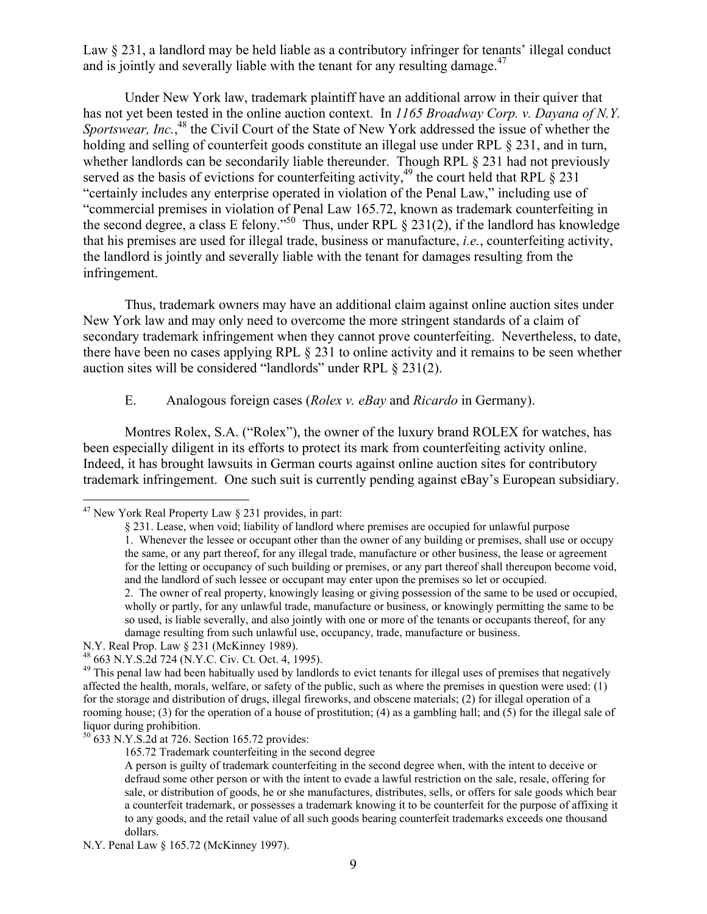Law § 231, a landlord may be held liable as a contributory infringer for tenants' illegal conduct and is jointly and severally liable with the tenant for any resulting damage.[47]

Under New York law, trademark plaintiff have an additional arrow in their quiver that has not yet been tested in the online auction context. In *1165 Broadway Corp. v. Dayana of N.Y. Sportswear, Inc.*,[48] the Civil Court of the State of New York addressed the issue of whether the holding and selling of counterfeit goods constitute an illegal use under RPL § 231, and in turn, whether landlords can be secondarily liable thereunder. Though RPL § 231 had not previously served as the basis of evictions for counterfeiting activity,[49] the court held that RPL § 231 "certainly includes any enterprise operated in violation of the Penal Law," including use of "commercial premises in violation of Penal Law 165.72, known as trademark counterfeiting in the second degree, a class E felony."[50] Thus, under RPL § 231(2), if the landlord has knowledge that his premises are used for illegal trade, business or manufacture, *i.e.*, counterfeiting activity, the landlord is jointly and severally liable with the tenant for damages resulting from the infringement.

Thus, trademark owners may have an additional claim against online auction sites under New York law and may only need to overcome the more stringent standards of a claim of secondary trademark infringement when they cannot prove counterfeiting. Nevertheless, to date, there have been no cases applying RPL § 231 to online activity and it remains to be seen whether auction sites will be considered "landlords" under RPL § 231(2).

### E. Analogous foreign cases (*Rolex v. eBay* and *Ricardo* in Germany).

Montres Rolex, S.A. ("Rolex"), the owner of the luxury brand ROLEX for watches, has been especially diligent in its efforts to protect its mark from counterfeiting activity online. Indeed, it has brought lawsuits in German courts against online auction sites for contributory trademark infringement. One such suit is currently pending against eBay's European subsidiary.

---

[47] New York Real Property Law § 231 provides, in part:

> § 231. Lease, when void; liability of landlord where premises are occupied for unlawful purpose
>
> 1. Whenever the lessee or occupant other than the owner of any building or premises, shall use or occupy the same, or any part thereof, for any illegal trade, manufacture or other business, the lease or agreement for the letting or occupancy of such building or premises, or any part thereof shall thereupon become void, and the landlord of such lessee or occupant may enter upon the premises so let or occupied.
>
> 2. The owner of real property, knowingly leasing or giving possession of the same to be used or occupied, wholly or partly, for any unlawful trade, manufacture or business, or knowingly permitting the same to be so used, is liable severally, and also jointly with one or more of the tenants or occupants thereof, for any damage resulting from such unlawful use, occupancy, trade, manufacture or business.

N.Y. Real Prop. Law § 231 (McKinney 1989).

[48] 663 N.Y.S.2d 724 (N.Y.C. Civ. Ct. Oct. 4, 1995).

[49] This penal law had been habitually used by landlords to evict tenants for illegal uses of premises that negatively affected the health, morals, welfare, or safety of the public, such as where the premises in question were used: (1) for the storage and distribution of drugs, illegal fireworks, and obscene materials; (2) for illegal operation of a rooming house; (3) for the operation of a house of prostitution; (4) as a gambling hall; and (5) for the illegal sale of liquor during prohibition.

[50] 633 N.Y.S.2d at 726. Section 165.72 provides:

> 165.72 Trademark counterfeiting in the second degree
>
> A person is guilty of trademark counterfeiting in the second degree when, with the intent to deceive or defraud some other person or with the intent to evade a lawful restriction on the sale, resale, offering for sale, or distribution of goods, he or she manufactures, distributes, sells, or offers for sale goods which bear a counterfeit trademark, or possesses a trademark knowing it to be counterfeit for the purpose of affixing it to any goods, and the retail value of all such goods bearing counterfeit trademarks exceeds one thousand dollars.

N.Y. Penal Law § 165.72 (McKinney 1997).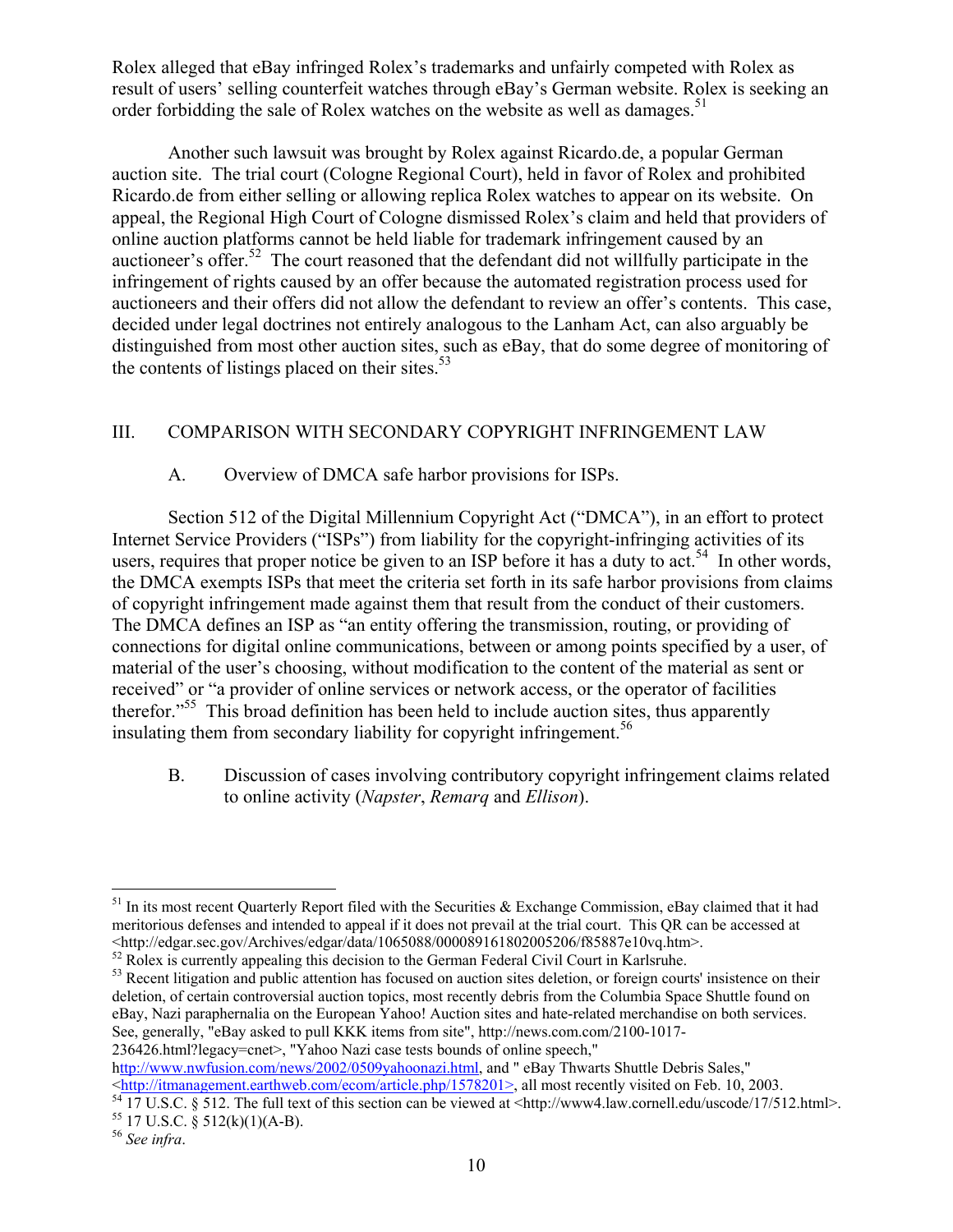Rolex alleged that eBay infringed Rolex's trademarks and unfairly competed with Rolex as result of users' selling counterfeit watches through eBay's German website. Rolex is seeking an order forbidding the sale of Rolex watches on the website as well as damages.[51]

Another such lawsuit was brought by Rolex against Ricardo.de, a popular German auction site. The trial court (Cologne Regional Court), held in favor of Rolex and prohibited Ricardo.de from either selling or allowing replica Rolex watches to appear on its website. On appeal, the Regional High Court of Cologne dismissed Rolex's claim and held that providers of online auction platforms cannot be held liable for trademark infringement caused by an auctioneer's offer.[52] The court reasoned that the defendant did not willfully participate in the infringement of rights caused by an offer because the automated registration process used for auctioneers and their offers did not allow the defendant to review an offer's contents. This case, decided under legal doctrines not entirely analogous to the Lanham Act, can also arguably be distinguished from most other auction sites, such as eBay, that do some degree of monitoring of the contents of listings placed on their sites.[53]

## III. COMPARISON WITH SECONDARY COPYRIGHT INFRINGEMENT LAW

### A. Overview of DMCA safe harbor provisions for ISPs.

Section 512 of the Digital Millennium Copyright Act ("DMCA"), in an effort to protect Internet Service Providers ("ISPs") from liability for the copyright-infringing activities of its users, requires that proper notice be given to an ISP before it has a duty to act.[54] In other words, the DMCA exempts ISPs that meet the criteria set forth in its safe harbor provisions from claims of copyright infringement made against them that result from the conduct of their customers. The DMCA defines an ISP as "an entity offering the transmission, routing, or providing of connections for digital online communications, between or among points specified by a user, of material of the user's choosing, without modification to the content of the material as sent or received" or "a provider of online services or network access, or the operator of facilities therefor."[55] This broad definition has been held to include auction sites, thus apparently insulating them from secondary liability for copyright infringement.[56]

### B. Discussion of cases involving contributory copyright infringement claims related to online activity (*Napster*, *Remarq* and *Ellison*).

---

[51] In its most recent Quarterly Report filed with the Securities & Exchange Commission, eBay claimed that it had meritorious defenses and intended to appeal if it does not prevail at the trial court. This QR can be accessed at <http://edgar.sec.gov/Archives/edgar/data/1065088/000089161802005206/f85887e10vq.htm>.

[52] Rolex is currently appealing this decision to the German Federal Civil Court in Karlsruhe.

[53] Recent litigation and public attention has focused on auction sites deletion, or foreign courts' insistence on their deletion, of certain controversial auction topics, most recently debris from the Columbia Space Shuttle found on eBay, Nazi paraphernalia on the European Yahoo! Auction sites and hate-related merchandise on both services. See, generally, "eBay asked to pull KKK items from site", http://news.com.com/2100-1017-236426.html?legacy=cnet>, "Yahoo Nazi case tests bounds of online speech," http://www.nwfusion.com/news/2002/0509yahoonazi.html, and " eBay Thwarts Shuttle Debris Sales," <http://itmanagement.earthweb.com/ecom/article.php/1578201>, all most recently visited on Feb. 10, 2003.

[54] 17 U.S.C. § 512. The full text of this section can be viewed at <http://www4.law.cornell.edu/uscode/17/512.html>.

[55] 17 U.S.C. § 512(k)(1)(A-B).

[56] *See infra*.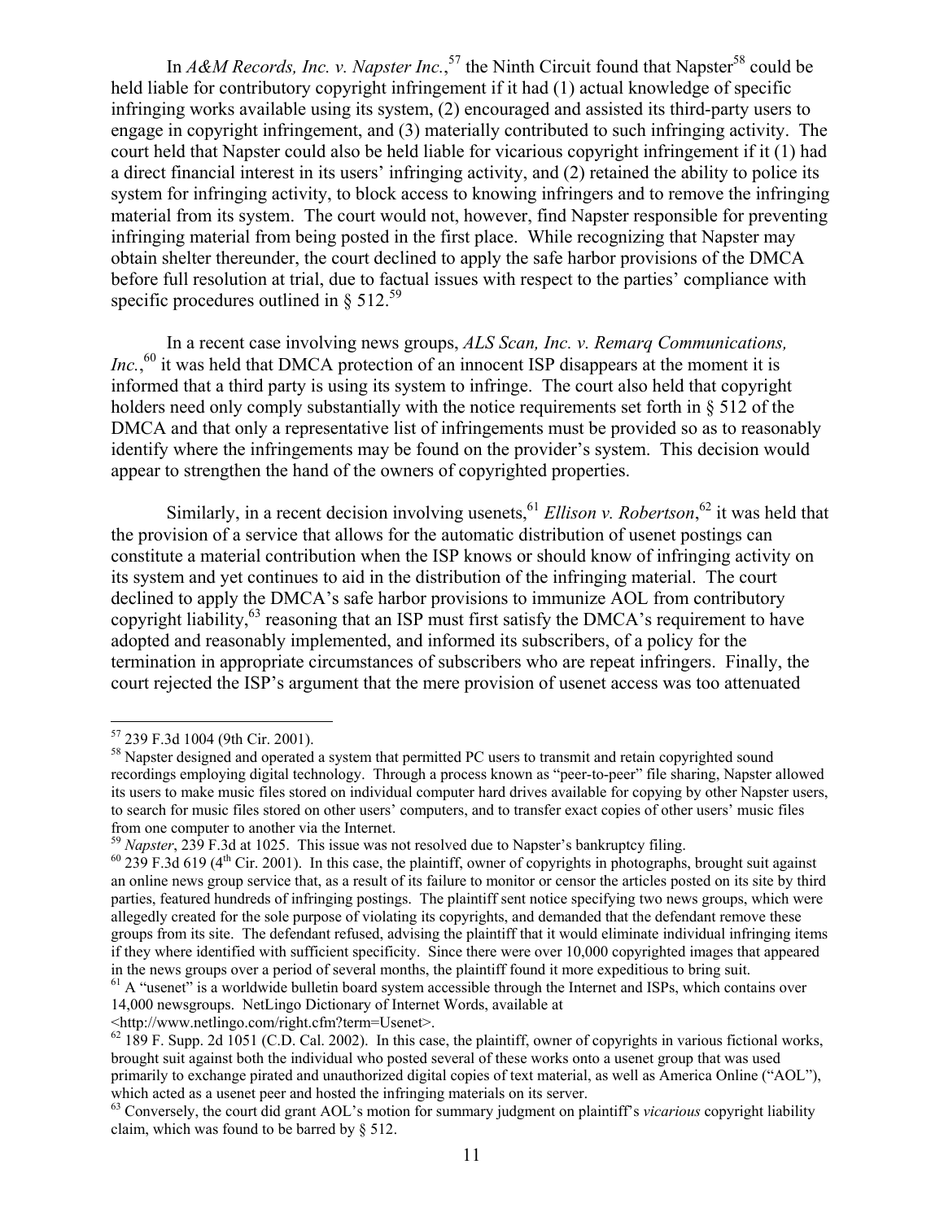In *A&M Records, Inc. v. Napster Inc.*,[57] the Ninth Circuit found that Napster[58] could be held liable for contributory copyright infringement if it had (1) actual knowledge of specific infringing works available using its system, (2) encouraged and assisted its third-party users to engage in copyright infringement, and (3) materially contributed to such infringing activity. The court held that Napster could also be held liable for vicarious copyright infringement if it (1) had a direct financial interest in its users' infringing activity, and (2) retained the ability to police its system for infringing activity, to block access to knowing infringers and to remove the infringing material from its system. The court would not, however, find Napster responsible for preventing infringing material from being posted in the first place. While recognizing that Napster may obtain shelter thereunder, the court declined to apply the safe harbor provisions of the DMCA before full resolution at trial, due to factual issues with respect to the parties' compliance with specific procedures outlined in § 512.[59]

In a recent case involving news groups, *ALS Scan, Inc. v. Remarq Communications, Inc.*,[60] it was held that DMCA protection of an innocent ISP disappears at the moment it is informed that a third party is using its system to infringe. The court also held that copyright holders need only comply substantially with the notice requirements set forth in § 512 of the DMCA and that only a representative list of infringements must be provided so as to reasonably identify where the infringements may be found on the provider's system. This decision would appear to strengthen the hand of the owners of copyrighted properties.

Similarly, in a recent decision involving usenets,[61] *Ellison v. Robertson*,[62] it was held that the provision of a service that allows for the automatic distribution of usenet postings can constitute a material contribution when the ISP knows or should know of infringing activity on its system and yet continues to aid in the distribution of the infringing material. The court declined to apply the DMCA's safe harbor provisions to immunize AOL from contributory copyright liability,[63] reasoning that an ISP must first satisfy the DMCA's requirement to have adopted and reasonably implemented, and informed its subscribers, of a policy for the termination in appropriate circumstances of subscribers who are repeat infringers. Finally, the court rejected the ISP's argument that the mere provision of usenet access was too attenuated

---

[57] 239 F.3d 1004 (9th Cir. 2001).

[58] Napster designed and operated a system that permitted PC users to transmit and retain copyrighted sound recordings employing digital technology. Through a process known as "peer-to-peer" file sharing, Napster allowed its users to make music files stored on individual computer hard drives available for copying by other Napster users, to search for music files stored on other users' computers, and to transfer exact copies of other users' music files from one computer to another via the Internet.

[59] *Napster*, 239 F.3d at 1025. This issue was not resolved due to Napster's bankruptcy filing.

[60] 239 F.3d 619 (4th Cir. 2001). In this case, the plaintiff, owner of copyrights in photographs, brought suit against an online news group service that, as a result of its failure to monitor or censor the articles posted on its site by third parties, featured hundreds of infringing postings. The plaintiff sent notice specifying two news groups, which were allegedly created for the sole purpose of violating its copyrights, and demanded that the defendant remove these groups from its site. The defendant refused, advising the plaintiff that it would eliminate individual infringing items if they where identified with sufficient specificity. Since there were over 10,000 copyrighted images that appeared in the news groups over a period of several months, the plaintiff found it more expeditious to bring suit.

[61] A "usenet" is a worldwide bulletin board system accessible through the Internet and ISPs, which contains over 14,000 newsgroups. NetLingo Dictionary of Internet Words, available at <http://www.netlingo.com/right.cfm?term=Usenet>.

[62] 189 F. Supp. 2d 1051 (C.D. Cal. 2002). In this case, the plaintiff, owner of copyrights in various fictional works, brought suit against both the individual who posted several of these works onto a usenet group that was used primarily to exchange pirated and unauthorized digital copies of text material, as well as America Online ("AOL"), which acted as a usenet peer and hosted the infringing materials on its server.

[63] Conversely, the court did grant AOL's motion for summary judgment on plaintiff's *vicarious* copyright liability claim, which was found to be barred by § 512.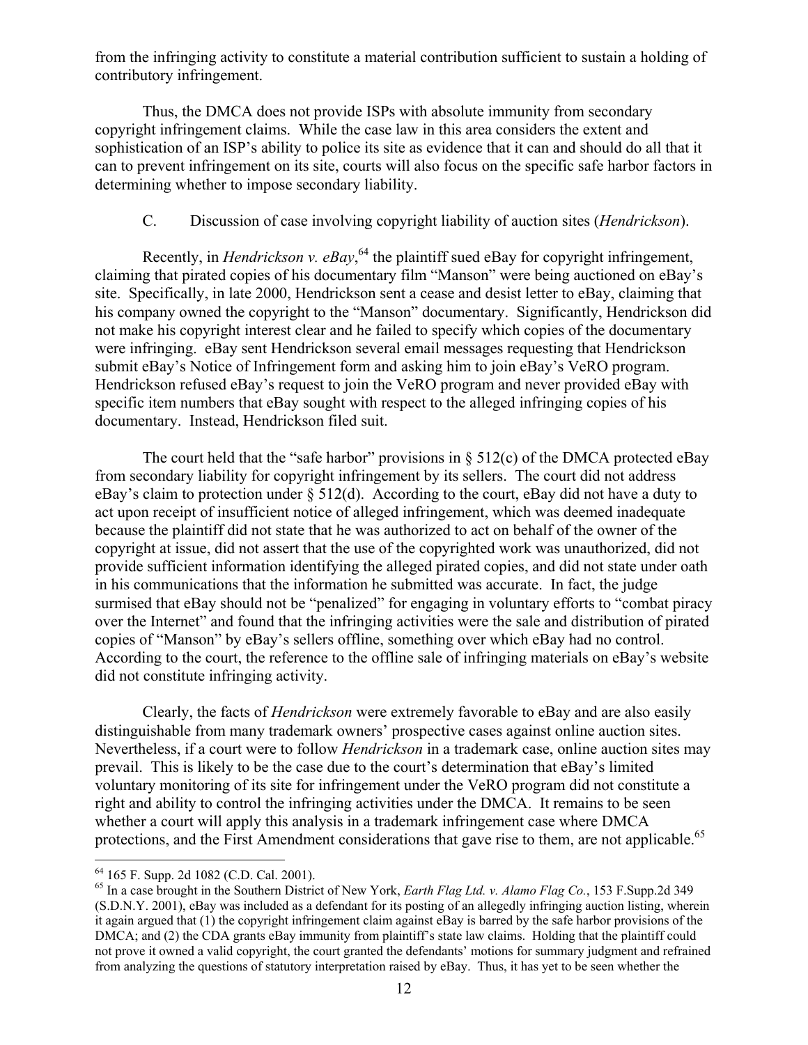from the infringing activity to constitute a material contribution sufficient to sustain a holding of contributory infringement.

Thus, the DMCA does not provide ISPs with absolute immunity from secondary copyright infringement claims. While the case law in this area considers the extent and sophistication of an ISP's ability to police its site as evidence that it can and should do all that it can to prevent infringement on its site, courts will also focus on the specific safe harbor factors in determining whether to impose secondary liability.

### C. Discussion of case involving copyright liability of auction sites (*Hendrickson*).

Recently, in *Hendrickson v. eBay*,[64] the plaintiff sued eBay for copyright infringement, claiming that pirated copies of his documentary film "Manson" were being auctioned on eBay's site. Specifically, in late 2000, Hendrickson sent a cease and desist letter to eBay, claiming that his company owned the copyright to the "Manson" documentary. Significantly, Hendrickson did not make his copyright interest clear and he failed to specify which copies of the documentary were infringing. eBay sent Hendrickson several email messages requesting that Hendrickson submit eBay's Notice of Infringement form and asking him to join eBay's VeRO program. Hendrickson refused eBay's request to join the VeRO program and never provided eBay with specific item numbers that eBay sought with respect to the alleged infringing copies of his documentary. Instead, Hendrickson filed suit.

The court held that the "safe harbor" provisions in § 512(c) of the DMCA protected eBay from secondary liability for copyright infringement by its sellers. The court did not address eBay's claim to protection under § 512(d). According to the court, eBay did not have a duty to act upon receipt of insufficient notice of alleged infringement, which was deemed inadequate because the plaintiff did not state that he was authorized to act on behalf of the owner of the copyright at issue, did not assert that the use of the copyrighted work was unauthorized, did not provide sufficient information identifying the alleged pirated copies, and did not state under oath in his communications that the information he submitted was accurate. In fact, the judge surmised that eBay should not be "penalized" for engaging in voluntary efforts to "combat piracy over the Internet" and found that the infringing activities were the sale and distribution of pirated copies of "Manson" by eBay's sellers offline, something over which eBay had no control. According to the court, the reference to the offline sale of infringing materials on eBay's website did not constitute infringing activity.

Clearly, the facts of *Hendrickson* were extremely favorable to eBay and are also easily distinguishable from many trademark owners' prospective cases against online auction sites. Nevertheless, if a court were to follow *Hendrickson* in a trademark case, online auction sites may prevail. This is likely to be the case due to the court's determination that eBay's limited voluntary monitoring of its site for infringement under the VeRO program did not constitute a right and ability to control the infringing activities under the DMCA. It remains to be seen whether a court will apply this analysis in a trademark infringement case where DMCA protections, and the First Amendment considerations that gave rise to them, are not applicable.[65]

---

[64] 165 F. Supp. 2d 1082 (C.D. Cal. 2001).

[65] In a case brought in the Southern District of New York, *Earth Flag Ltd. v. Alamo Flag Co.*, 153 F.Supp.2d 349 (S.D.N.Y. 2001), eBay was included as a defendant for its posting of an allegedly infringing auction listing, wherein it again argued that (1) the copyright infringement claim against eBay is barred by the safe harbor provisions of the DMCA; and (2) the CDA grants eBay immunity from plaintiff's state law claims. Holding that the plaintiff could not prove it owned a valid copyright, the court granted the defendants' motions for summary judgment and refrained from analyzing the questions of statutory interpretation raised by eBay. Thus, it has yet to be seen whether the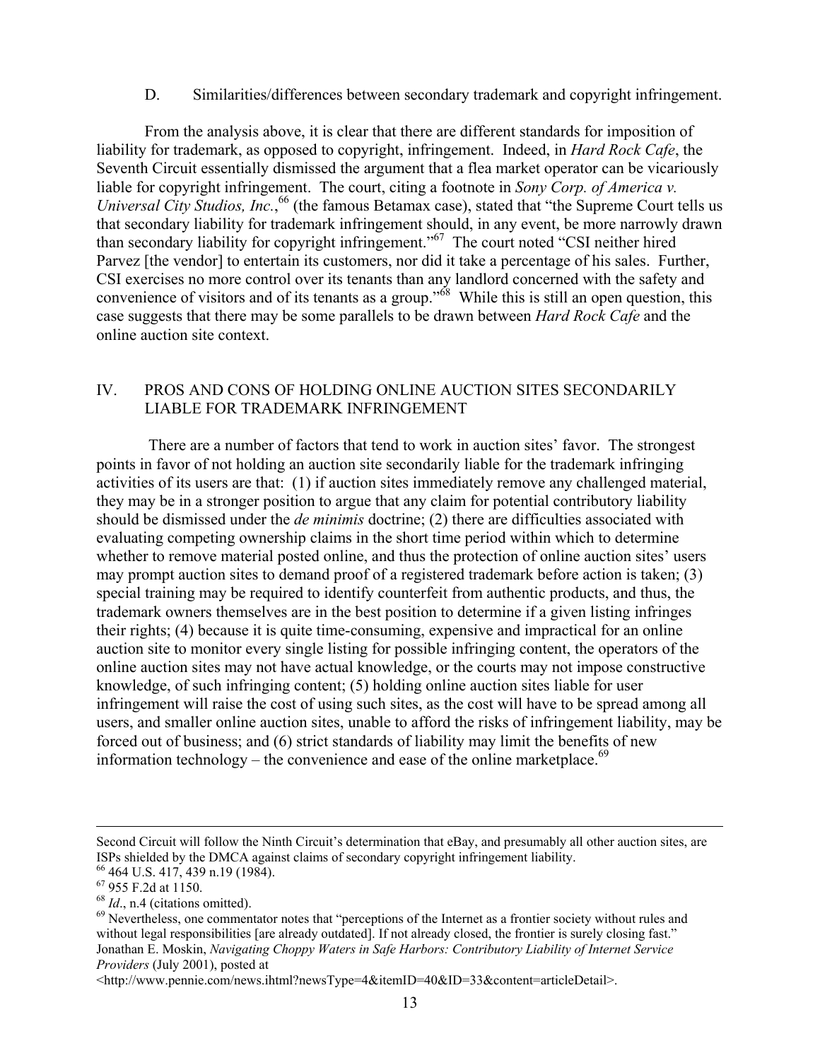### D. Similarities/differences between secondary trademark and copyright infringement.

From the analysis above, it is clear that there are different standards for imposition of liability for trademark, as opposed to copyright, infringement. Indeed, in *Hard Rock Cafe*, the Seventh Circuit essentially dismissed the argument that a flea market operator can be vicariously liable for copyright infringement. The court, citing a footnote in *Sony Corp. of America v. Universal City Studios, Inc.*,[66] (the famous Betamax case), stated that "the Supreme Court tells us that secondary liability for trademark infringement should, in any event, be more narrowly drawn than secondary liability for copyright infringement."[67] The court noted "CSI neither hired Parvez [the vendor] to entertain its customers, nor did it take a percentage of his sales. Further, CSI exercises no more control over its tenants than any landlord concerned with the safety and convenience of visitors and of its tenants as a group."[68] While this is still an open question, this case suggests that there may be some parallels to be drawn between *Hard Rock Cafe* and the online auction site context.

## IV. PROS AND CONS OF HOLDING ONLINE AUCTION SITES SECONDARILY LIABLE FOR TRADEMARK INFRINGEMENT

There are a number of factors that tend to work in auction sites' favor. The strongest points in favor of not holding an auction site secondarily liable for the trademark infringing activities of its users are that: (1) if auction sites immediately remove any challenged material, they may be in a stronger position to argue that any claim for potential contributory liability should be dismissed under the *de minimis* doctrine; (2) there are difficulties associated with evaluating competing ownership claims in the short time period within which to determine whether to remove material posted online, and thus the protection of online auction sites' users may prompt auction sites to demand proof of a registered trademark before action is taken; (3) special training may be required to identify counterfeit from authentic products, and thus, the trademark owners themselves are in the best position to determine if a given listing infringes their rights; (4) because it is quite time-consuming, expensive and impractical for an online auction site to monitor every single listing for possible infringing content, the operators of the online auction sites may not have actual knowledge, or the courts may not impose constructive knowledge, of such infringing content; (5) holding online auction sites liable for user infringement will raise the cost of using such sites, as the cost will have to be spread among all users, and smaller online auction sites, unable to afford the risks of infringement liability, may be forced out of business; and (6) strict standards of liability may limit the benefits of new information technology – the convenience and ease of the online marketplace.[69]

---

Second Circuit will follow the Ninth Circuit's determination that eBay, and presumably all other auction sites, are ISPs shielded by the DMCA against claims of secondary copyright infringement liability.

[66] 464 U.S. 417, 439 n.19 (1984).

[67] 955 F.2d at 1150.

[68] *Id*., n.4 (citations omitted).

[69] Nevertheless, one commentator notes that "perceptions of the Internet as a frontier society without rules and without legal responsibilities [are already outdated]. If not already closed, the frontier is surely closing fast." Jonathan E. Moskin, *Navigating Choppy Waters in Safe Harbors: Contributory Liability of Internet Service Providers* (July 2001), posted at <http://www.pennie.com/news.ihtml?newsType=4&itemID=40&ID=33&content=articleDetail>.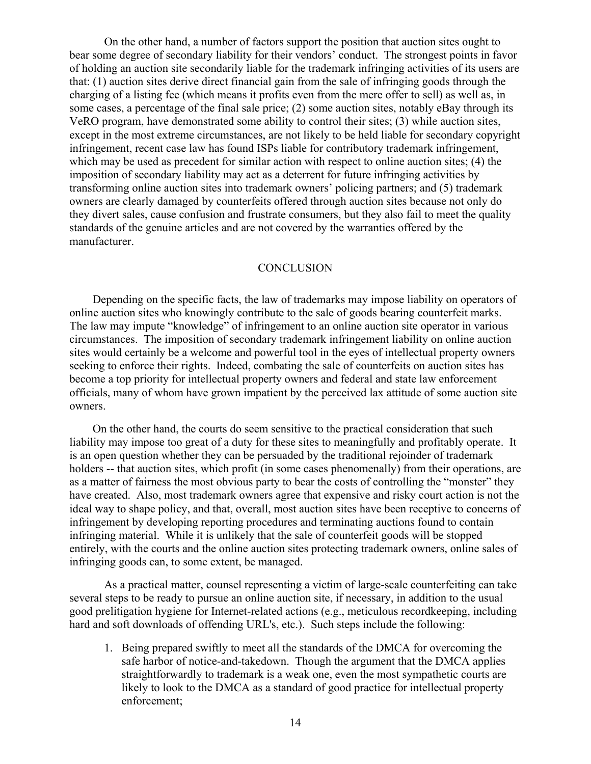On the other hand, a number of factors support the position that auction sites ought to bear some degree of secondary liability for their vendors' conduct. The strongest points in favor of holding an auction site secondarily liable for the trademark infringing activities of its users are that: (1) auction sites derive direct financial gain from the sale of infringing goods through the charging of a listing fee (which means it profits even from the mere offer to sell) as well as, in some cases, a percentage of the final sale price; (2) some auction sites, notably eBay through its VeRO program, have demonstrated some ability to control their sites; (3) while auction sites, except in the most extreme circumstances, are not likely to be held liable for secondary copyright infringement, recent case law has found ISPs liable for contributory trademark infringement, which may be used as precedent for similar action with respect to online auction sites; (4) the imposition of secondary liability may act as a deterrent for future infringing activities by transforming online auction sites into trademark owners' policing partners; and (5) trademark owners are clearly damaged by counterfeits offered through auction sites because not only do they divert sales, cause confusion and frustrate consumers, but they also fail to meet the quality standards of the genuine articles and are not covered by the warranties offered by the manufacturer.

## CONCLUSION

Depending on the specific facts, the law of trademarks may impose liability on operators of online auction sites who knowingly contribute to the sale of goods bearing counterfeit marks. The law may impute "knowledge" of infringement to an online auction site operator in various circumstances. The imposition of secondary trademark infringement liability on online auction sites would certainly be a welcome and powerful tool in the eyes of intellectual property owners seeking to enforce their rights. Indeed, combating the sale of counterfeits on auction sites has become a top priority for intellectual property owners and federal and state law enforcement officials, many of whom have grown impatient by the perceived lax attitude of some auction site owners.

On the other hand, the courts do seem sensitive to the practical consideration that such liability may impose too great of a duty for these sites to meaningfully and profitably operate. It is an open question whether they can be persuaded by the traditional rejoinder of trademark holders -- that auction sites, which profit (in some cases phenomenally) from their operations, are as a matter of fairness the most obvious party to bear the costs of controlling the "monster" they have created. Also, most trademark owners agree that expensive and risky court action is not the ideal way to shape policy, and that, overall, most auction sites have been receptive to concerns of infringement by developing reporting procedures and terminating auctions found to contain infringing material. While it is unlikely that the sale of counterfeit goods will be stopped entirely, with the courts and the online auction sites protecting trademark owners, online sales of infringing goods can, to some extent, be managed.

As a practical matter, counsel representing a victim of large-scale counterfeiting can take several steps to be ready to pursue an online auction site, if necessary, in addition to the usual good prelitigation hygiene for Internet-related actions (e.g., meticulous recordkeeping, including hard and soft downloads of offending URL's, etc.). Such steps include the following:

1. Being prepared swiftly to meet all the standards of the DMCA for overcoming the safe harbor of notice-and-takedown. Though the argument that the DMCA applies straightforwardly to trademark is a weak one, even the most sympathetic courts are likely to look to the DMCA as a standard of good practice for intellectual property enforcement;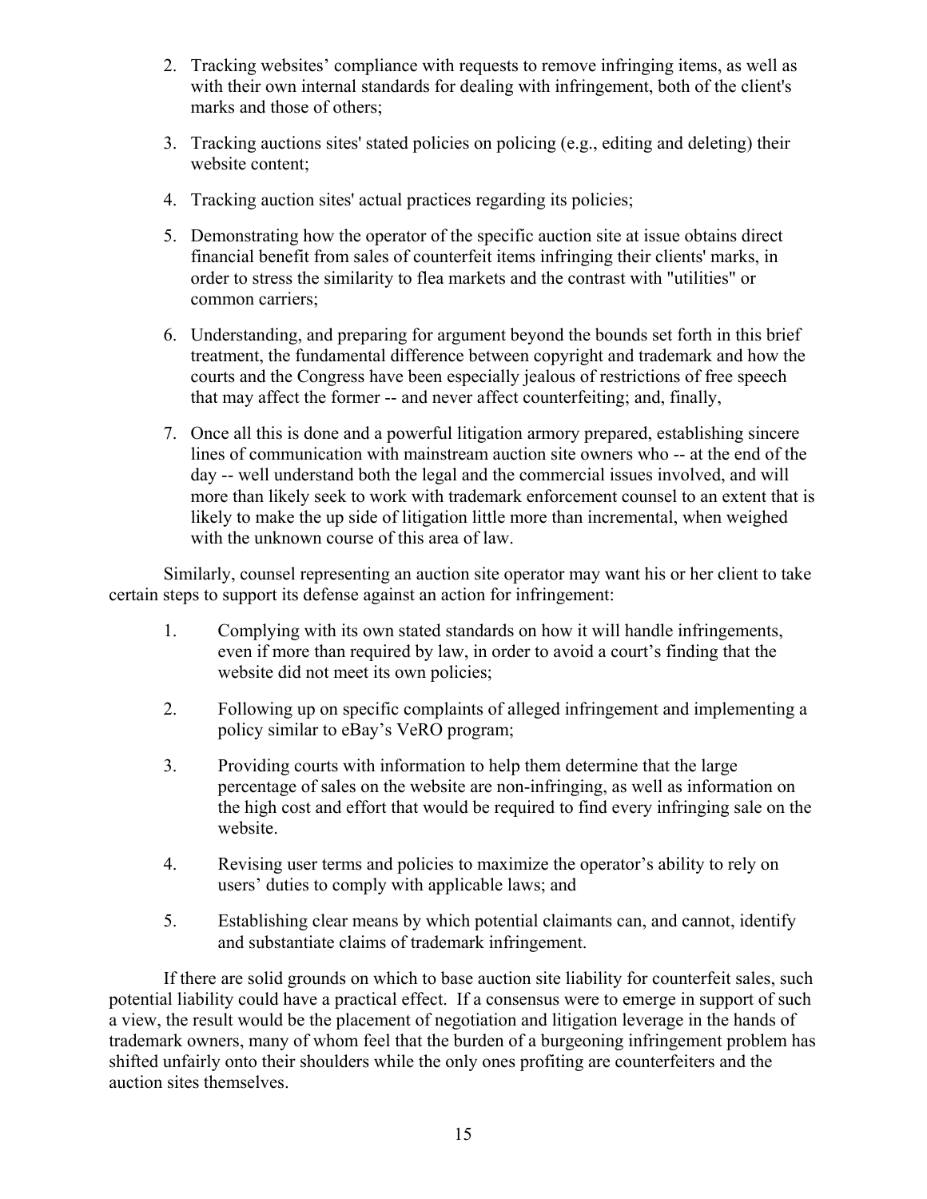2. Tracking websites' compliance with requests to remove infringing items, as well as with their own internal standards for dealing with infringement, both of the client's marks and those of others;

3. Tracking auctions sites' stated policies on policing (e.g., editing and deleting) their website content;

4. Tracking auction sites' actual practices regarding its policies;

5. Demonstrating how the operator of the specific auction site at issue obtains direct financial benefit from sales of counterfeit items infringing their clients' marks, in order to stress the similarity to flea markets and the contrast with "utilities" or common carriers;

6. Understanding, and preparing for argument beyond the bounds set forth in this brief treatment, the fundamental difference between copyright and trademark and how the courts and the Congress have been especially jealous of restrictions of free speech that may affect the former -- and never affect counterfeiting; and, finally,

7. Once all this is done and a powerful litigation armory prepared, establishing sincere lines of communication with mainstream auction site owners who -- at the end of the day -- well understand both the legal and the commercial issues involved, and will more than likely seek to work with trademark enforcement counsel to an extent that is likely to make the up side of litigation little more than incremental, when weighed with the unknown course of this area of law.

Similarly, counsel representing an auction site operator may want his or her client to take certain steps to support its defense against an action for infringement:

1. Complying with its own stated standards on how it will handle infringements, even if more than required by law, in order to avoid a court's finding that the website did not meet its own policies;

2. Following up on specific complaints of alleged infringement and implementing a policy similar to eBay's VeRO program;

3. Providing courts with information to help them determine that the large percentage of sales on the website are non-infringing, as well as information on the high cost and effort that would be required to find every infringing sale on the website.

4. Revising user terms and policies to maximize the operator's ability to rely on users' duties to comply with applicable laws; and

5. Establishing clear means by which potential claimants can, and cannot, identify and substantiate claims of trademark infringement.

If there are solid grounds on which to base auction site liability for counterfeit sales, such potential liability could have a practical effect. If a consensus were to emerge in support of such a view, the result would be the placement of negotiation and litigation leverage in the hands of trademark owners, many of whom feel that the burden of a burgeoning infringement problem has shifted unfairly onto their shoulders while the only ones profiting are counterfeiters and the auction sites themselves.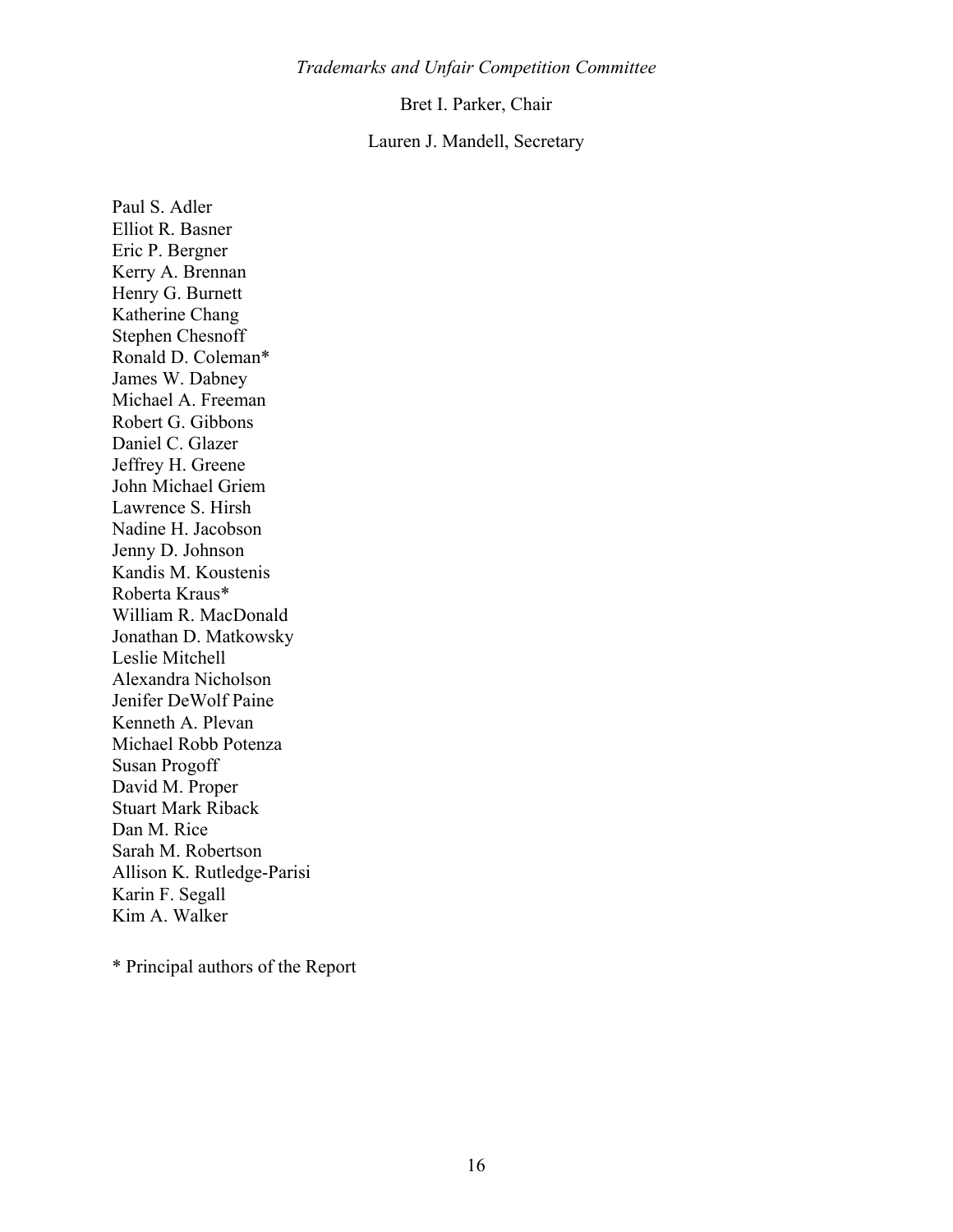*Trademarks and Unfair Competition Committee*

Bret I. Parker, Chair

Lauren J. Mandell, Secretary

Paul S. Adler
Elliot R. Basner
Eric P. Bergner
Kerry A. Brennan
Henry G. Burnett
Katherine Chang
Stephen Chesnoff
Ronald D. Coleman*
James W. Dabney
Michael A. Freeman
Robert G. Gibbons
Daniel C. Glazer
Jeffrey H. Greene
John Michael Griem
Lawrence S. Hirsh
Nadine H. Jacobson
Jenny D. Johnson
Kandis M. Koustenis
Roberta Kraus*
William R. MacDonald
Jonathan D. Matkowsky
Leslie Mitchell
Alexandra Nicholson
Jenifer DeWolf Paine
Kenneth A. Plevan
Michael Robb Potenza
Susan Progoff
David M. Proper
Stuart Mark Riback
Dan M. Rice
Sarah M. Robertson
Allison K. Rutledge-Parisi
Karin F. Segall
Kim A. Walker

* Principal authors of the Report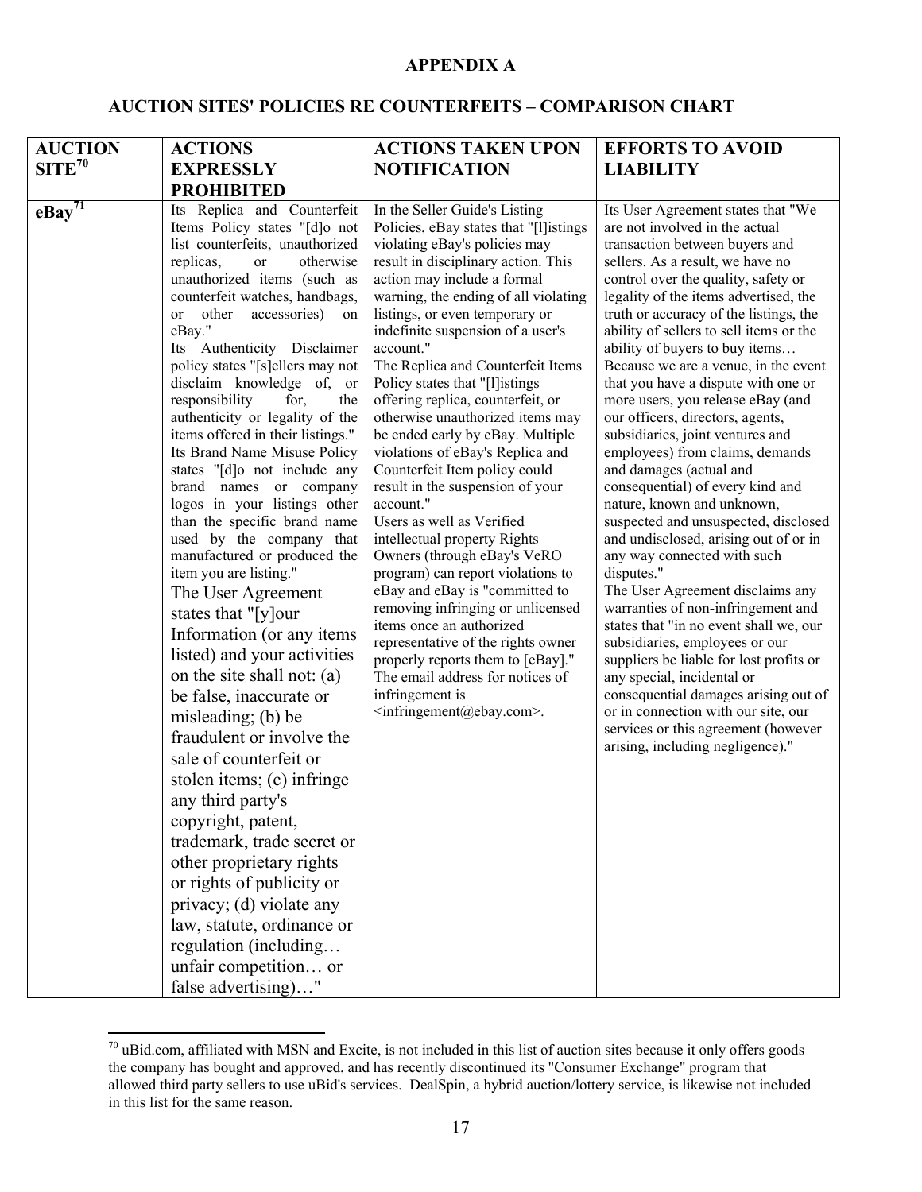**APPENDIX A**

**AUCTION SITES' POLICIES RE COUNTERFEITS – COMPARISON CHART**

| AUCTION SITE[70] | ACTIONS EXPRESSLY PROHIBITED | ACTIONS TAKEN UPON NOTIFICATION | EFFORTS TO AVOID LIABILITY |
|---|---|---|---|
| **eBay[71]** | Its Replica and Counterfeit Items Policy states "[d]o not list counterfeits, unauthorized replicas, or otherwise unauthorized items (such as counterfeit watches, handbags, or other accessories) on eBay." Its Authenticity Disclaimer policy states "[s]ellers may not disclaim knowledge of, or responsibility for, the authenticity or legality of the items offered in their listings." Its Brand Name Misuse Policy states "[d]o not include any brand names or company logos in your listings other than the specific brand name used by the company that manufactured or produced the item you are listing." The User Agreement states that "[y]our Information (or any items listed) and your activities on the site shall not: (a) be false, inaccurate or misleading; (b) be fraudulent or involve the sale of counterfeit or stolen items; (c) infringe any third party's copyright, patent, trademark, trade secret or other proprietary rights or rights of publicity or privacy; (d) violate any law, statute, ordinance or regulation (including… unfair competition… or false advertising)…" | In the Seller Guide's Listing Policies, eBay states that "[l]istings violating eBay's policies may result in disciplinary action. This action may include a formal warning, the ending of all violating listings, or even temporary or indefinite suspension of a user's account." The Replica and Counterfeit Items Policy states that "[l]istings offering replica, counterfeit, or otherwise unauthorized items may be ended early by eBay. Multiple violations of eBay's Replica and Counterfeit Item policy could result in the suspension of your account." Users as well as Verified intellectual property Rights Owners (through eBay's VeRO program) can report violations to eBay and eBay is "committed to removing infringing or unlicensed items once an authorized representative of the rights owner properly reports them to [eBay]." The email address for notices of infringement is <infringement@ebay.com>. | Its User Agreement states that "We are not involved in the actual transaction between buyers and sellers. As a result, we have no control over the quality, safety or legality of the items advertised, the truth or accuracy of the listings, the ability of sellers to sell items or the ability of buyers to buy items… Because we are a venue, in the event that you have a dispute with one or more users, you release eBay (and our officers, directors, agents, subsidiaries, joint ventures and employees) from claims, demands and damages (actual and consequential) of every kind and nature, known and unknown, suspected and unsuspected, disclosed and undisclosed, arising out of or in any way connected with such disputes." The User Agreement disclaims any warranties of non-infringement and states that "in no event shall we, our subsidiaries, employees or our suppliers be liable for lost profits or any special, incidental or consequential damages arising out of or in connection with our site, our services or this agreement (however arising, including negligence)." |

[70] uBid.com, affiliated with MSN and Excite, is not included in this list of auction sites because it only offers goods the company has bought and approved, and has recently discontinued its "Consumer Exchange" program that allowed third party sellers to use uBid's services. DealSpin, a hybrid auction/lottery service, is likewise not included in this list for the same reason.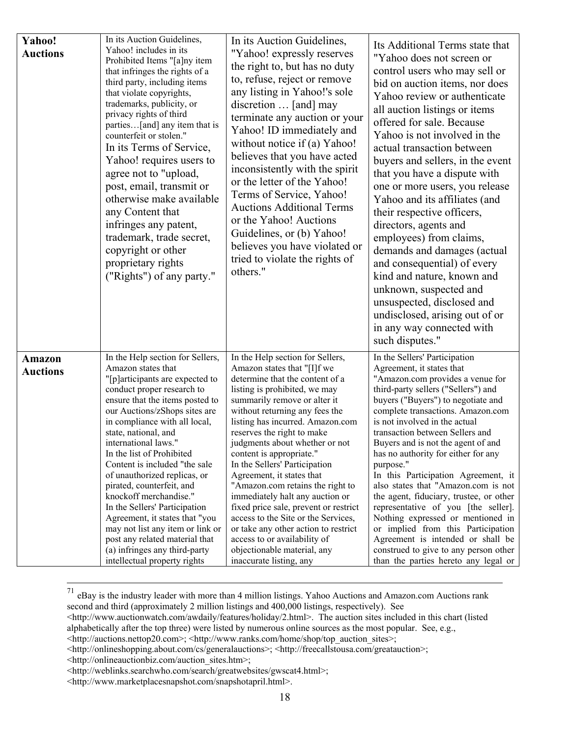| | | | |
|---|---|---|---|
| **Yahoo! Auctions** | In its Auction Guidelines, Yahoo! includes in its Prohibited Items "[a]ny item that infringes the rights of a third party, including items that violate copyrights, trademarks, publicity, or privacy rights of third parties…[and] any item that is counterfeit or stolen." In its Terms of Service, Yahoo! requires users to agree not to "upload, post, email, transmit or otherwise make available any Content that infringes any patent, trademark, trade secret, copyright or other proprietary rights ("Rights") of any party." | In its Auction Guidelines, "Yahoo! expressly reserves the right to, but has no duty to, refuse, reject or remove any listing in Yahoo!'s sole discretion … [and] may terminate any auction or your Yahoo! ID immediately and without notice if (a) Yahoo! believes that you have acted inconsistently with the spirit or the letter of the Yahoo! Terms of Service, Yahoo! Auctions Additional Terms or the Yahoo! Auctions Guidelines, or (b) Yahoo! believes you have violated or tried to violate the rights of others." | Its Additional Terms state that "Yahoo does not screen or control users who may sell or bid on auction items, nor does Yahoo review or authenticate all auction listings or items offered for sale. Because Yahoo is not involved in the actual transaction between buyers and sellers, in the event that you have a dispute with one or more users, you release Yahoo and its affiliates (and their respective officers, directors, agents and employees) from claims, demands and damages (actual and consequential) of every kind and nature, known and unknown, suspected and unsuspected, disclosed and undisclosed, arising out of or in any way connected with such disputes." |
| **Amazon Auctions** | In the Help section for Sellers, Amazon states that "[p]articipants are expected to conduct proper research to ensure that the items posted to our Auctions/zShops sites are in compliance with all local, state, national, and international laws." In the list of Prohibited Content is included "the sale of unauthorized replicas, or pirated, counterfeit, and knockoff merchandise." In the Sellers' Participation Agreement, it states that "you may not list any item or link or post any related material that (a) infringes any third-party intellectual property rights | In the Help section for Sellers, Amazon states that "[I]f we determine that the content of a listing is prohibited, we may summarily remove or alter it without returning any fees the listing has incurred. Amazon.com reserves the right to make judgments about whether or not content is appropriate." In the Sellers' Participation Agreement, it states that "Amazon.com retains the right to immediately halt any auction or fixed price sale, prevent or restrict access to the Site or the Services, or take any other action to restrict access to or availability of objectionable material, any inaccurate listing, any | In the Sellers' Participation Agreement, it states that "Amazon.com provides a venue for third-party sellers ("Sellers") and buyers ("Buyers") to negotiate and complete transactions. Amazon.com is not involved in the actual transaction between Sellers and Buyers and is not the agent of and has no authority for either for any purpose." In this Participation Agreement, it also states that "Amazon.com is not the agent, fiduciary, trustee, or other representative of you [the seller]. Nothing expressed or mentioned in or implied from this Participation Agreement is intended or shall be construed to give to any person other than the parties hereto any legal or |

[71] eBay is the industry leader with more than 4 million listings. Yahoo Auctions and Amazon.com Auctions rank second and third (approximately 2 million listings and 400,000 listings, respectively). See <http://www.auctionwatch.com/awdaily/features/holiday/2.html>. The auction sites included in this chart (listed alphabetically after the top three) were listed by numerous online sources as the most popular. See, e.g., <http://auctions.nettop20.com>; <http://www.ranks.com/home/shop/top_auction_sites>; <http://onlineshopping.about.com/cs/generalauctions>; <http://freecallstousa.com/greatauction>; <http://onlineauctionbiz.com/auction_sites.htm>; <http://weblinks.searchwho.com/search/greatwebsites/gwscat4.html>; <http://www.marketplacesnapshot.com/snapshotapril.html>.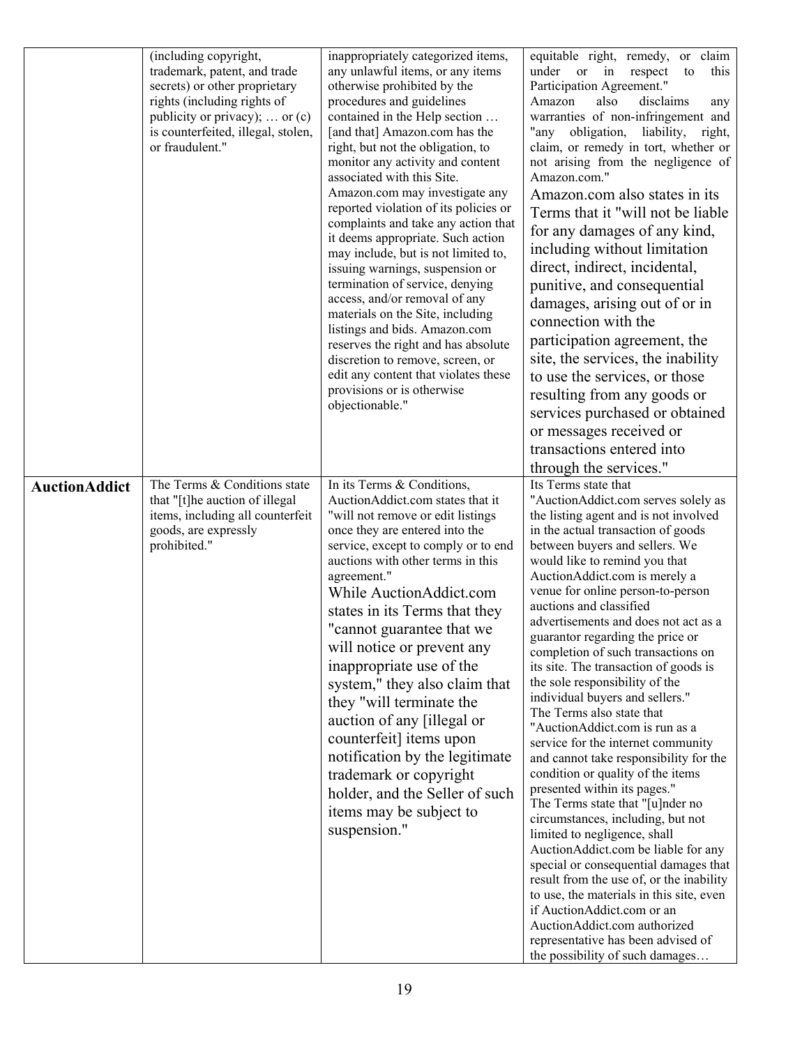| | | | |
|---|---|---|---|
| | (including copyright, trademark, patent, and trade secrets) or other proprietary rights (including rights of publicity or privacy); … or (c) is counterfeited, illegal, stolen, or fraudulent." | inappropriately categorized items, any unlawful items, or any items otherwise prohibited by the procedures and guidelines contained in the Help section … [and that] Amazon.com has the right, but not the obligation, to monitor any activity and content associated with this Site. Amazon.com may investigate any reported violation of its policies or complaints and take any action that it deems appropriate. Such action may include, but is not limited to, issuing warnings, suspension or termination of service, denying access, and/or removal of any materials on the Site, including listings and bids. Amazon.com reserves the right and has absolute discretion to remove, screen, or edit any content that violates these provisions or is otherwise objectionable." | equitable right, remedy, or claim under or in respect to this Participation Agreement."<br>Amazon also disclaims any warranties of non-infringement and "any obligation, liability, right, claim, or remedy in tort, whether or not arising from the negligence of Amazon.com."<br>Amazon.com also states in its Terms that it "will not be liable for any damages of any kind, including without limitation direct, indirect, incidental, punitive, and consequential damages, arising out of or in connection with the participation agreement, the site, the services, the inability to use the services, or those resulting from any goods or services purchased or obtained or messages received or transactions entered into through the services." |
| **AuctionAddict** | The Terms & Conditions state that "[t]he auction of illegal items, including all counterfeit goods, are expressly prohibited." | In its Terms & Conditions, AuctionAddict.com states that it "will not remove or edit listings once they are entered into the service, except to comply or to end auctions with other terms in this agreement."<br>While AuctionAddict.com states in its Terms that they "cannot guarantee that we will notice or prevent any inappropriate use of the system," they also claim that they "will terminate the auction of any [illegal or counterfeit] items upon notification by the legitimate trademark or copyright holder, and the Seller of such items may be subject to suspension." | Its Terms state that "AuctionAddict.com serves solely as the listing agent and is not involved in the actual transaction of goods between buyers and sellers. We would like to remind you that AuctionAddict.com is merely a venue for online person-to-person auctions and classified advertisements and does not act as a guarantor regarding the price or completion of such transactions on its site. The transaction of goods is the sole responsibility of the individual buyers and sellers."<br>The Terms also state that "AuctionAddict.com is run as a service for the internet community and cannot take responsibility for the condition or quality of the items presented within its pages."<br>The Terms state that "[u]nder no circumstances, including, but not limited to negligence, shall AuctionAddict.com be liable for any special or consequential damages that result from the use of, or the inability to use, the materials in this site, even if AuctionAddict.com or an AuctionAddict.com authorized representative has been advised of the possibility of such damages… |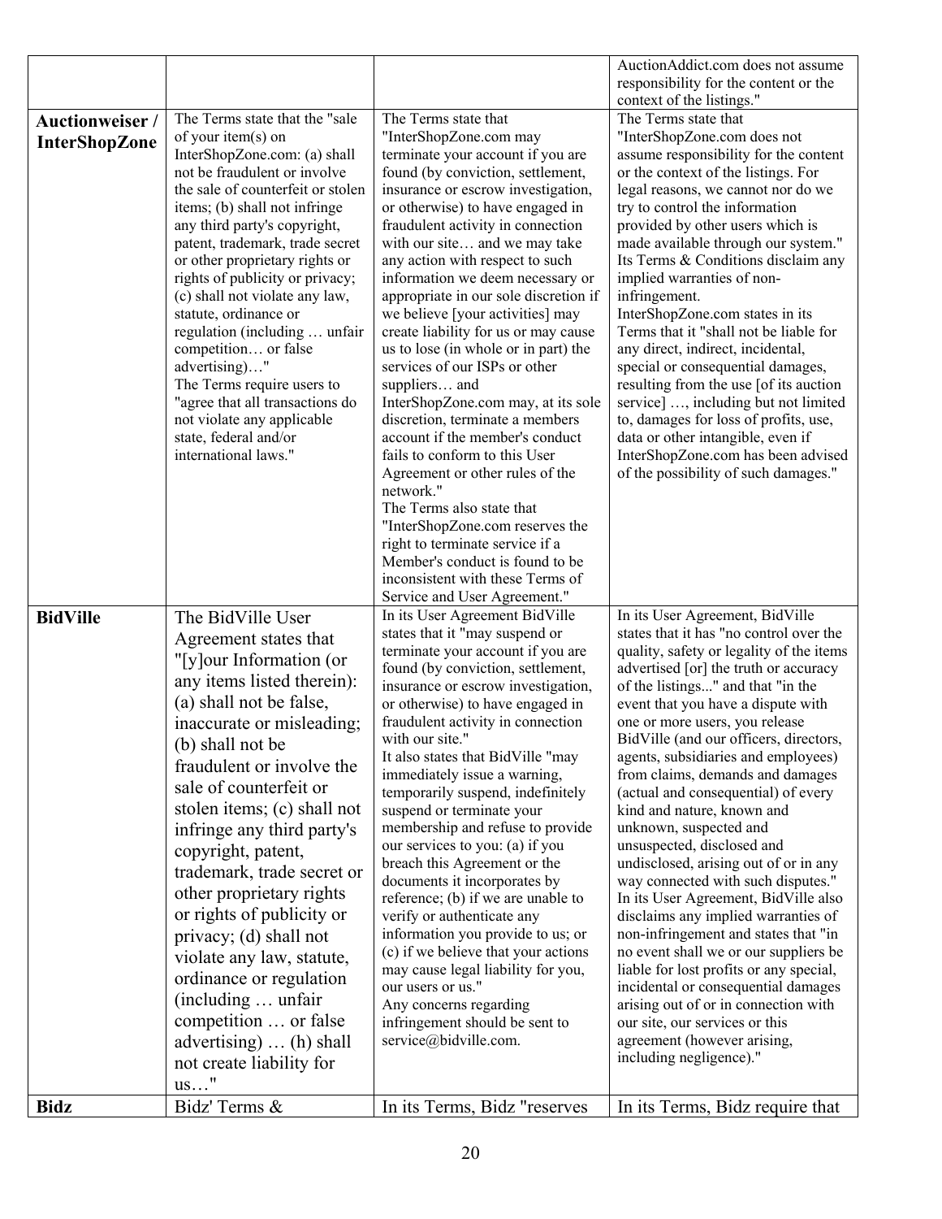| | | | |
|---|---|---|---|
| | | | AuctionAddict.com does not assume responsibility for the content or the context of the listings." |
| **Auctionweiser / InterShopZone** | The Terms state that the "sale of your item(s) on InterShopZone.com: (a) shall not be fraudulent or involve the sale of counterfeit or stolen items; (b) shall not infringe any third party's copyright, patent, trademark, trade secret or other proprietary rights or rights of publicity or privacy; (c) shall not violate any law, statute, ordinance or regulation (including … unfair competition… or false advertising)…"<br>The Terms require users to "agree that all transactions do not violate any applicable state, federal and/or international laws." | The Terms state that "InterShopZone.com may terminate your account if you are found (by conviction, settlement, insurance or escrow investigation, or otherwise) to have engaged in fraudulent activity in connection with our site… and we may take any action with respect to such information we deem necessary or appropriate in our sole discretion if we believe [your activities] may create liability for us or may cause us to lose (in whole or in part) the services of our ISPs or other suppliers… and InterShopZone.com may, at its sole discretion, terminate a members account if the member's conduct fails to conform to this User Agreement or other rules of the network."<br>The Terms also state that "InterShopZone.com reserves the right to terminate service if a Member's conduct is found to be inconsistent with these Terms of Service and User Agreement." | The Terms state that "InterShopZone.com does not assume responsibility for the content or the context of the listings. For legal reasons, we cannot nor do we try to control the information provided by other users which is made available through our system."<br>Its Terms & Conditions disclaim any implied warranties of non-infringement.<br>InterShopZone.com states in its Terms that it "shall not be liable for any direct, indirect, incidental, special or consequential damages, resulting from the use [of its auction service] …, including but not limited to, damages for loss of profits, use, data or other intangible, even if InterShopZone.com has been advised of the possibility of such damages." |
| **BidVille** | The BidVille User Agreement states that "[y]our Information (or any items listed therein): (a) shall not be false, inaccurate or misleading; (b) shall not be fraudulent or involve the sale of counterfeit or stolen items; (c) shall not infringe any third party's copyright, patent, trademark, trade secret or other proprietary rights or rights of publicity or privacy; (d) shall not violate any law, statute, ordinance or regulation (including … unfair competition … or false advertising) … (h) shall not create liability for us…" | In its User Agreement BidVille states that it "may suspend or terminate your account if you are found (by conviction, settlement, insurance or escrow investigation, or otherwise) to have engaged in fraudulent activity in connection with our site."<br>It also states that BidVille "may immediately issue a warning, temporarily suspend, indefinitely suspend or terminate your membership and refuse to provide our services to you: (a) if you breach this Agreement or the documents it incorporates by reference; (b) if we are unable to verify or authenticate any information you provide to us; or (c) if we believe that your actions may cause legal liability for you, our users or us."<br>Any concerns regarding infringement should be sent to service@bidville.com. | In its User Agreement, BidVille states that it has "no control over the quality, safety or legality of the items advertised [or] the truth or accuracy of the listings..." and that "in the event that you have a dispute with one or more users, you release BidVille (and our officers, directors, agents, subsidiaries and employees) from claims, demands and damages (actual and consequential) of every kind and nature, known and unknown, suspected and unsuspected, disclosed and undisclosed, arising out of or in any way connected with such disputes."<br>In its User Agreement, BidVille also disclaims any implied warranties of non-infringement and states that "in no event shall we or our suppliers be liable for lost profits or any special, incidental or consequential damages arising out of or in connection with our site, our services or this agreement (however arising, including negligence)." |
| **Bidz** | Bidz' Terms & | In its Terms, Bidz "reserves | In its Terms, Bidz require that |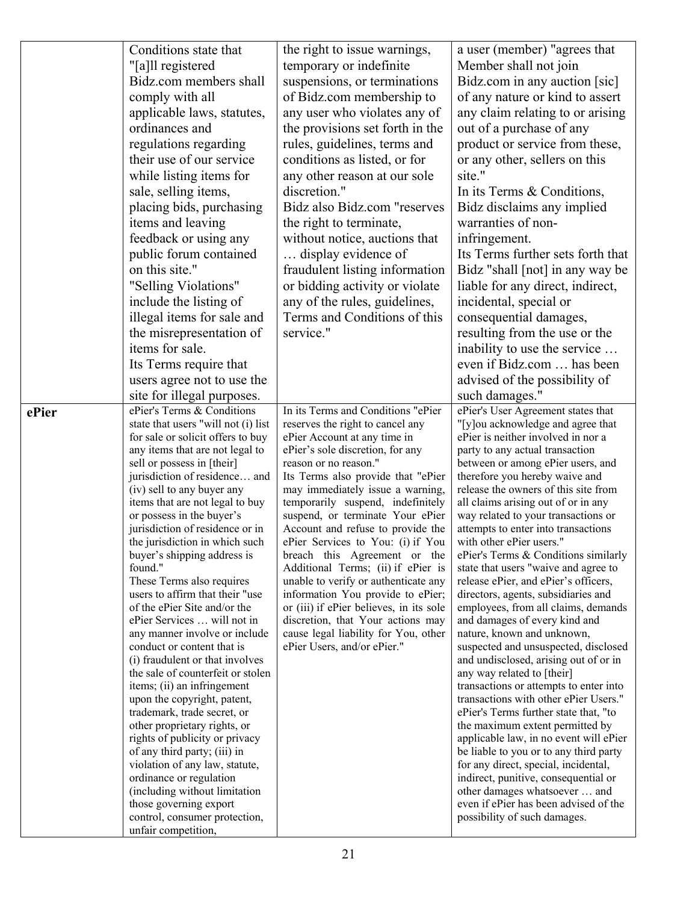| | | | |
|---|---|---|---|
| | Conditions state that "[a]ll registered Bidz.com members shall comply with all applicable laws, statutes, ordinances and regulations regarding their use of our service while listing items for sale, selling items, placing bids, purchasing items and leaving feedback or using any public forum contained on this site."<br>"Selling Violations" include the listing of illegal items for sale and the misrepresentation of items for sale.<br>Its Terms require that users agree not to use the site for illegal purposes. | the right to issue warnings, temporary or indefinite suspensions, or terminations of Bidz.com membership to any user who violates any of the provisions set forth in the rules, guidelines, terms and conditions as listed, or for any other reason at our sole discretion."<br>Bidz also Bidz.com "reserves the right to terminate, without notice, auctions that … display evidence of fraudulent listing information or bidding activity or violate any of the rules, guidelines, Terms and Conditions of this service." | a user (member) "agrees that Member shall not join Bidz.com in any auction [sic] of any nature or kind to assert any claim relating to or arising out of a purchase of any product or service from these, or any other, sellers on this site."<br>In its Terms & Conditions, Bidz disclaims any implied warranties of non-infringement.<br>Its Terms further sets forth that Bidz "shall [not] in any way be liable for any direct, indirect, incidental, special or consequential damages, resulting from the use or the inability to use the service … even if Bidz.com … has been advised of the possibility of such damages." |
| **ePier** | ePier's Terms & Conditions state that users "will not (i) list for sale or solicit offers to buy any items that are not legal to sell or possess in [their] jurisdiction of residence… and (iv) sell to any buyer any items that are not legal to buy or possess in the buyer's jurisdiction of residence or in the jurisdiction in which such buyer's shipping address is found."<br>These Terms also requires users to affirm that their "use of the ePier Site and/or the ePier Services … will not in any manner involve or include conduct or content that is (i) fraudulent or that involves the sale of counterfeit or stolen items; (ii) an infringement upon the copyright, patent, trademark, trade secret, or other proprietary rights, or rights of publicity or privacy of any third party; (iii) in violation of any law, statute, ordinance or regulation (including without limitation those governing export control, consumer protection, unfair competition, | In its Terms and Conditions "ePier reserves the right to cancel any ePier Account at any time in ePier's sole discretion, for any reason or no reason."<br>Its Terms also provide that "ePier may immediately issue a warning, temporarily suspend, indefinitely suspend, or terminate Your ePier Account and refuse to provide the ePier Services to You: (i) if You breach this Agreement or the Additional Terms; (ii) if ePier is unable to verify or authenticate any information You provide to ePier; or (iii) if ePier believes, in its sole discretion, that Your actions may cause legal liability for You, other ePier Users, and/or ePier." | ePier's User Agreement states that "[y]ou acknowledge and agree that ePier is neither involved in nor a party to any actual transaction between or among ePier users, and therefore you hereby waive and release the owners of this site from all claims arising out of or in any way related to your transactions or attempts to enter into transactions with other ePier users."<br>ePier's Terms & Conditions similarly state that users "waive and agree to release ePier, and ePier's officers, directors, agents, subsidiaries and employees, from all claims, demands and damages of every kind and nature, known and unknown, suspected and unsuspected, disclosed and undisclosed, arising out of or in any way related to [their] transactions or attempts to enter into transactions with other ePier Users."<br>ePier's Terms further state that, "to the maximum extent permitted by applicable law, in no event will ePier be liable to you or to any third party for any direct, special, incidental, indirect, punitive, consequential or other damages whatsoever … and even if ePier has been advised of the possibility of such damages. |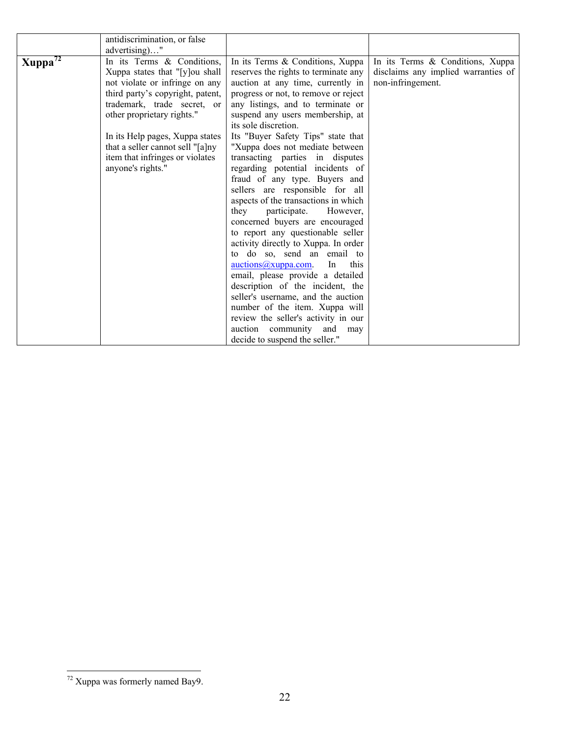| | | | |
|---|---|---|---|
| | antidiscrimination, or false advertising)…" | | |
| **Xuppa**[72] | In its Terms & Conditions, Xuppa states that "[y]ou shall not violate or infringe on any third party's copyright, patent, trademark, trade secret, or other proprietary rights."<br><br>In its Help pages, Xuppa states that a seller cannot sell "[a]ny item that infringes or violates anyone's rights." | In its Terms & Conditions, Xuppa reserves the rights to terminate any auction at any time, currently in progress or not, to remove or reject any listings, and to terminate or suspend any users membership, at its sole discretion.<br>Its "Buyer Safety Tips" state that "Xuppa does not mediate between transacting parties in disputes regarding potential incidents of fraud of any type. Buyers and sellers are responsible for all aspects of the transactions in which they participate. However, concerned buyers are encouraged to report any questionable seller activity directly to Xuppa. In order to do so, send an email to auctions@xuppa.com. In this email, please provide a detailed description of the incident, the seller's username, and the auction number of the item. Xuppa will review the seller's activity in our auction community and may decide to suspend the seller." | In its Terms & Conditions, Xuppa disclaims any implied warranties of non-infringement. |

[72] Xuppa was formerly named Bay9.